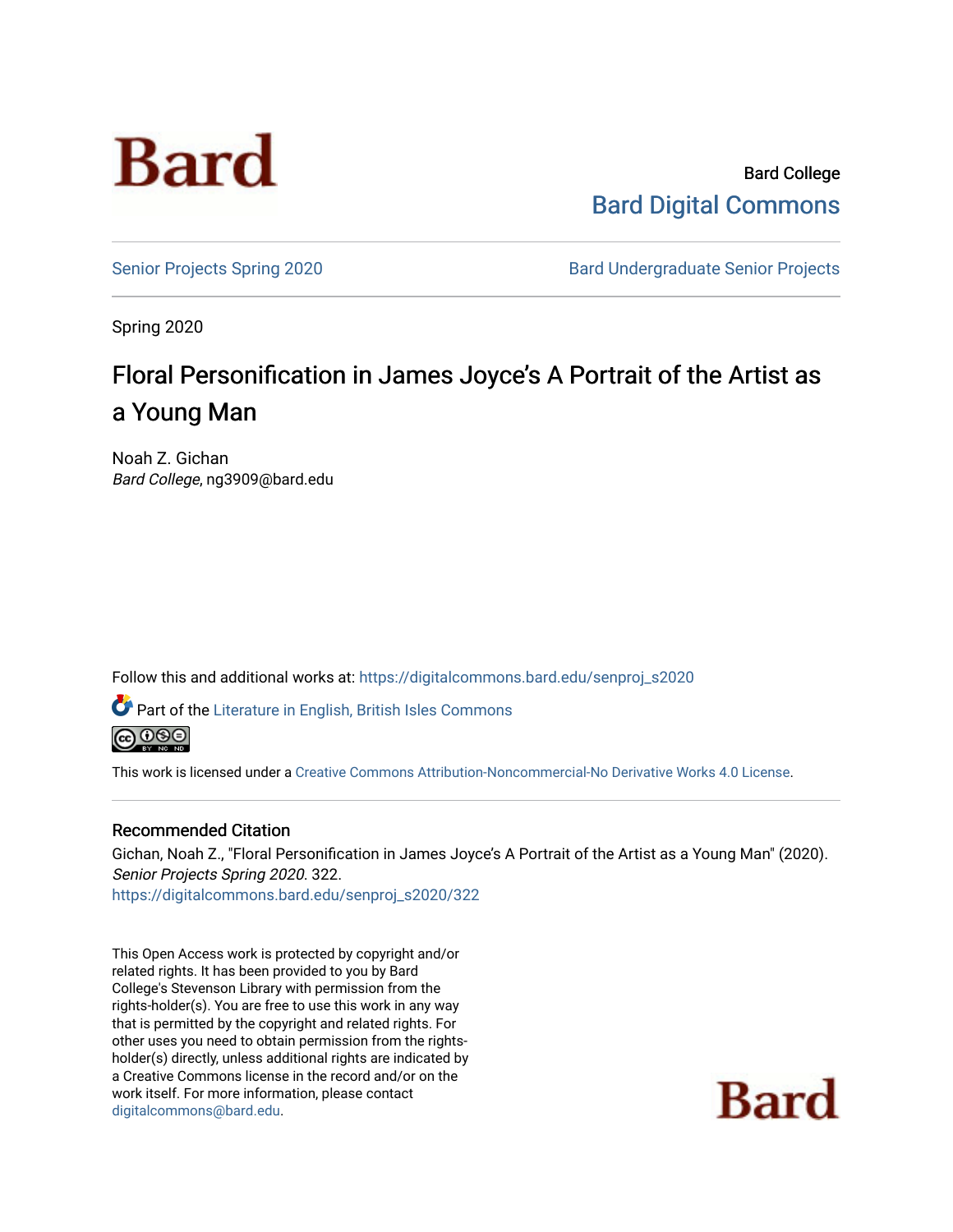Bard

Bard College
Bard Digital Commons

Senior Projects Spring 2020 | Bard Undergraduate Senior Projects

Spring 2020

# Floral Personification in James Joyce's A Portrait of the Artist as a Young Man

Noah Z. Gichan
*Bard College*, ng3909@bard.edu

Follow this and additional works at: https://digitalcommons.bard.edu/senproj_s2020

Part of the Literature in English, British Isles Commons

This work is licensed under a Creative Commons Attribution-Noncommercial-No Derivative Works 4.0 License.

## Recommended Citation

Gichan, Noah Z., "Floral Personification in James Joyce's A Portrait of the Artist as a Young Man" (2020). *Senior Projects Spring 2020*. 322.
https://digitalcommons.bard.edu/senproj_s2020/322

This Open Access work is protected by copyright and/or related rights. It has been provided to you by Bard College's Stevenson Library with permission from the rights-holder(s). You are free to use this work in any way that is permitted by the copyright and related rights. For other uses you need to obtain permission from the rights-holder(s) directly, unless additional rights are indicated by a Creative Commons license in the record and/or on the work itself. For more information, please contact digitalcommons@bard.edu.

Bard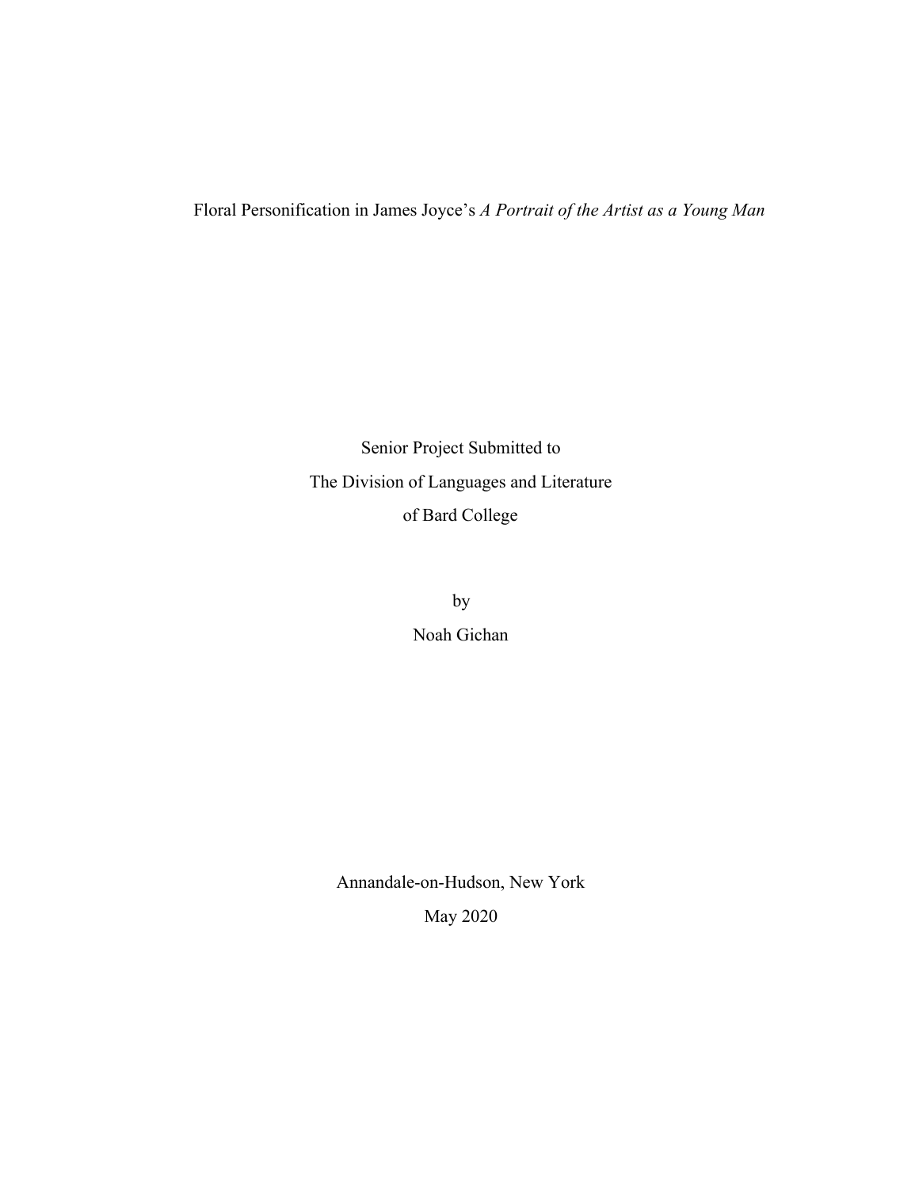Floral Personification in James Joyce's *A Portrait of the Artist as a Young Man*

Senior Project Submitted to
The Division of Languages and Literature
of Bard College

by
Noah Gichan

Annandale-on-Hudson, New York
May 2020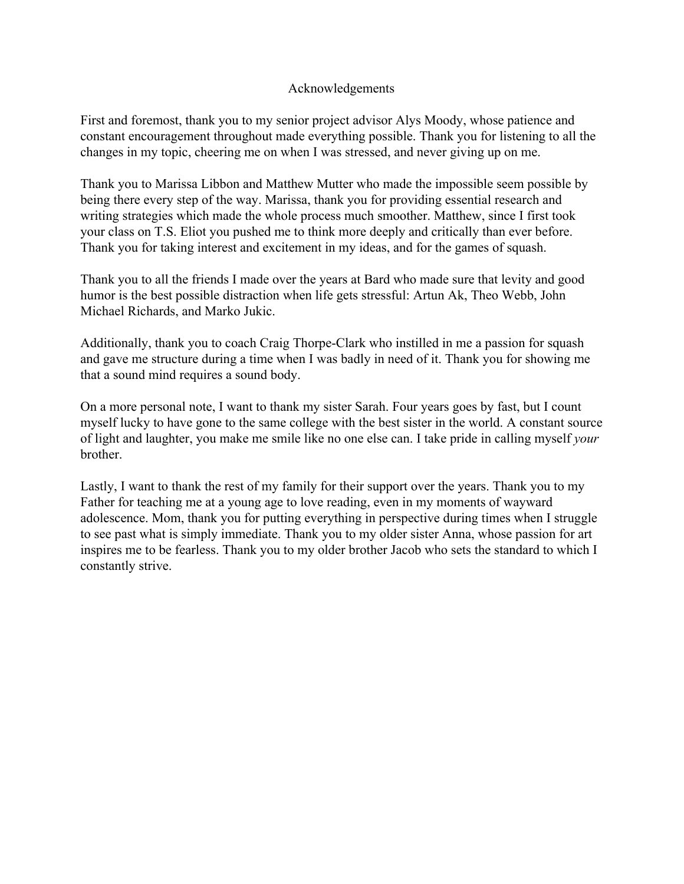# Acknowledgements

First and foremost, thank you to my senior project advisor Alys Moody, whose patience and constant encouragement throughout made everything possible. Thank you for listening to all the changes in my topic, cheering me on when I was stressed, and never giving up on me.

Thank you to Marissa Libbon and Matthew Mutter who made the impossible seem possible by being there every step of the way. Marissa, thank you for providing essential research and writing strategies which made the whole process much smoother. Matthew, since I first took your class on T.S. Eliot you pushed me to think more deeply and critically than ever before. Thank you for taking interest and excitement in my ideas, and for the games of squash.

Thank you to all the friends I made over the years at Bard who made sure that levity and good humor is the best possible distraction when life gets stressful: Artun Ak, Theo Webb, John Michael Richards, and Marko Jukic.

Additionally, thank you to coach Craig Thorpe-Clark who instilled in me a passion for squash and gave me structure during a time when I was badly in need of it. Thank you for showing me that a sound mind requires a sound body.

On a more personal note, I want to thank my sister Sarah. Four years goes by fast, but I count myself lucky to have gone to the same college with the best sister in the world. A constant source of light and laughter, you make me smile like no one else can. I take pride in calling myself *your* brother.

Lastly, I want to thank the rest of my family for their support over the years. Thank you to my Father for teaching me at a young age to love reading, even in my moments of wayward adolescence. Mom, thank you for putting everything in perspective during times when I struggle to see past what is simply immediate. Thank you to my older sister Anna, whose passion for art inspires me to be fearless. Thank you to my older brother Jacob who sets the standard to which I constantly strive.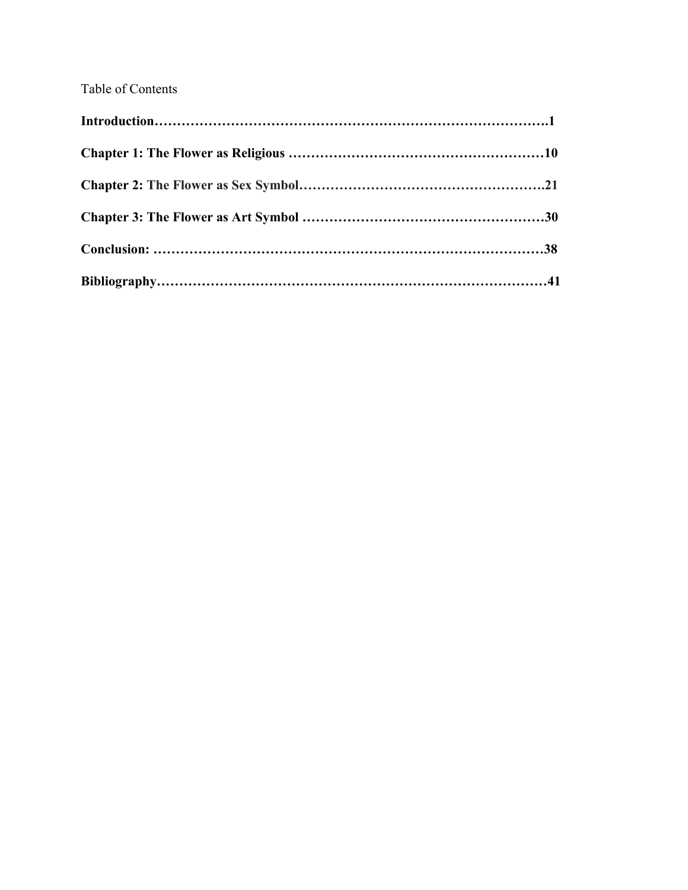Table of Contents

**Introduction……………………………………………………………………………….1**

**Chapter 1: The Flower as Religious …………………………………………………10**

**Chapter 2:** The Flower as Sex Symbol……………………………………………….21

**Chapter 3: The Flower as Art Symbol ………………………………………………30**

**Conclusion: ……………………………………………………………………………38**

**Bibliography……………………………………………………………………………41**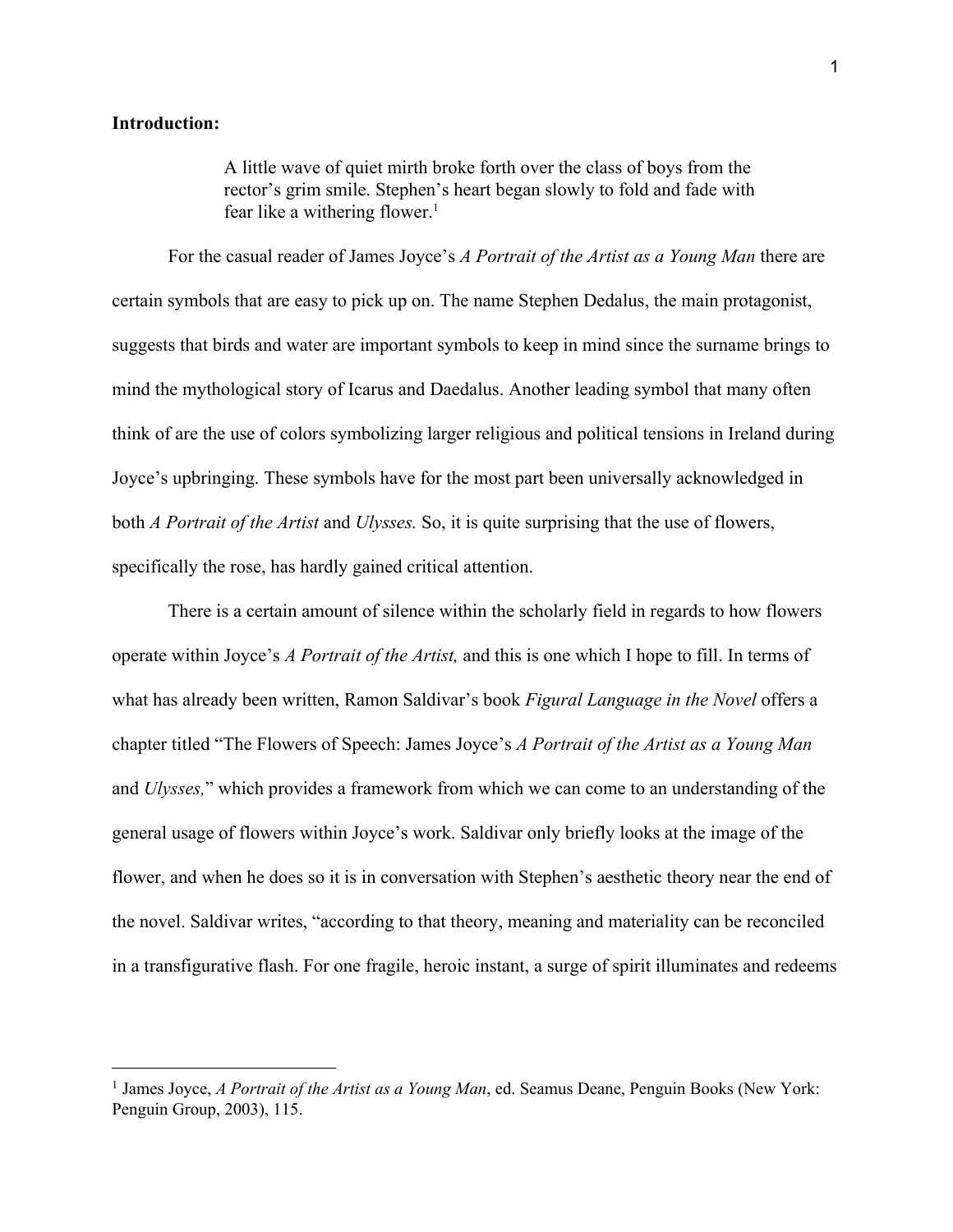**Introduction:**

> A little wave of quiet mirth broke forth over the class of boys from the rector's grim smile. Stephen's heart began slowly to fold and fade with fear like a withering flower.[1]

For the casual reader of James Joyce's *A Portrait of the Artist as a Young Man* there are certain symbols that are easy to pick up on. The name Stephen Dedalus, the main protagonist, suggests that birds and water are important symbols to keep in mind since the surname brings to mind the mythological story of Icarus and Daedalus. Another leading symbol that many often think of are the use of colors symbolizing larger religious and political tensions in Ireland during Joyce's upbringing. These symbols have for the most part been universally acknowledged in both *A Portrait of the Artist* and *Ulysses.* So, it is quite surprising that the use of flowers, specifically the rose, has hardly gained critical attention.

There is a certain amount of silence within the scholarly field in regards to how flowers operate within Joyce's *A Portrait of the Artist,* and this is one which I hope to fill. In terms of what has already been written, Ramon Saldivar's book *Figural Language in the Novel* offers a chapter titled "The Flowers of Speech: James Joyce's *A Portrait of the Artist as a Young Man* and *Ulysses,*" which provides a framework from which we can come to an understanding of the general usage of flowers within Joyce's work. Saldivar only briefly looks at the image of the flower, and when he does so it is in conversation with Stephen's aesthetic theory near the end of the novel. Saldivar writes, "according to that theory, meaning and materiality can be reconciled in a transfigurative flash. For one fragile, heroic instant, a surge of spirit illuminates and redeems

---

[1] James Joyce, *A Portrait of the Artist as a Young Man*, ed. Seamus Deane, Penguin Books (New York: Penguin Group, 2003), 115.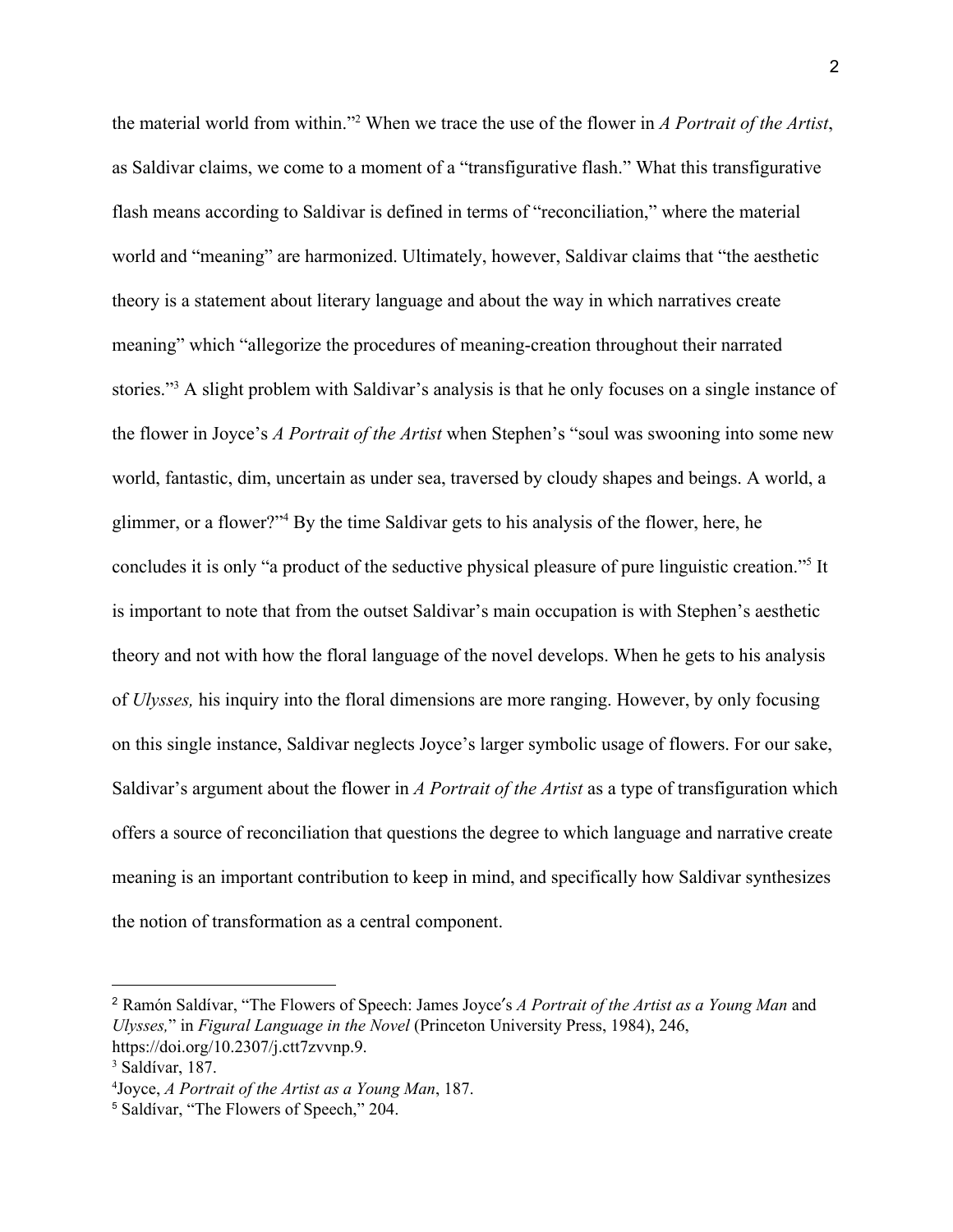the material world from within."[2] When we trace the use of the flower in *A Portrait of the Artist*, as Saldivar claims, we come to a moment of a "transfigurative flash." What this transfigurative flash means according to Saldivar is defined in terms of "reconciliation," where the material world and "meaning" are harmonized. Ultimately, however, Saldivar claims that "the aesthetic theory is a statement about literary language and about the way in which narratives create meaning" which "allegorize the procedures of meaning-creation throughout their narrated stories."[3] A slight problem with Saldivar's analysis is that he only focuses on a single instance of the flower in Joyce's *A Portrait of the Artist* when Stephen's "soul was swooning into some new world, fantastic, dim, uncertain as under sea, traversed by cloudy shapes and beings. A world, a glimmer, or a flower?"[4] By the time Saldivar gets to his analysis of the flower, here, he concludes it is only "a product of the seductive physical pleasure of pure linguistic creation."[5] It is important to note that from the outset Saldivar's main occupation is with Stephen's aesthetic theory and not with how the floral language of the novel develops. When he gets to his analysis of *Ulysses,* his inquiry into the floral dimensions are more ranging. However, by only focusing on this single instance, Saldivar neglects Joyce's larger symbolic usage of flowers. For our sake, Saldivar's argument about the flower in *A Portrait of the Artist* as a type of transfiguration which offers a source of reconciliation that questions the degree to which language and narrative create meaning is an important contribution to keep in mind, and specifically how Saldivar synthesizes the notion of transformation as a central component.

---

[2] Ramón Saldívar, "The Flowers of Speech: James Joyce's *A Portrait of the Artist as a Young Man* and *Ulysses,*" in *Figural Language in the Novel* (Princeton University Press, 1984), 246, https://doi.org/10.2307/j.ctt7zvvnp.9.

[3] Saldívar, 187.

[4] Joyce, *A Portrait of the Artist as a Young Man*, 187.

[5] Saldívar, "The Flowers of Speech," 204.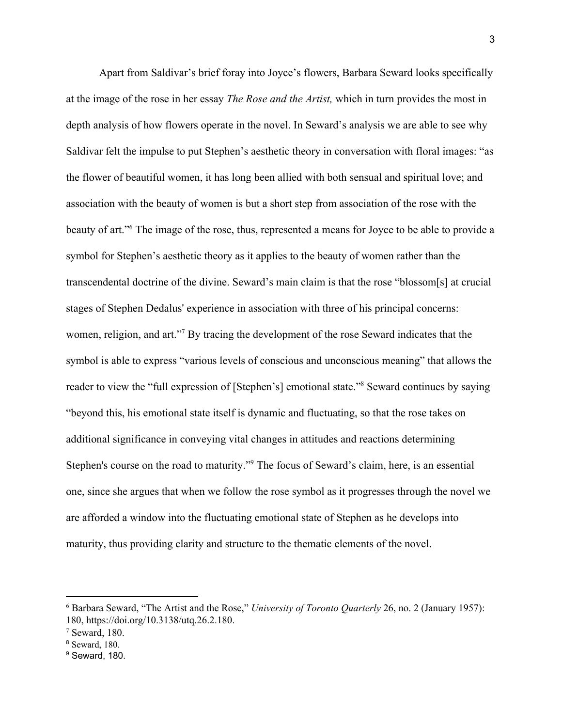Apart from Saldivar's brief foray into Joyce's flowers, Barbara Seward looks specifically at the image of the rose in her essay *The Rose and the Artist,* which in turn provides the most in depth analysis of how flowers operate in the novel. In Seward's analysis we are able to see why Saldivar felt the impulse to put Stephen's aesthetic theory in conversation with floral images: "as the flower of beautiful women, it has long been allied with both sensual and spiritual love; and association with the beauty of women is but a short step from association of the rose with the beauty of art."[6] The image of the rose, thus, represented a means for Joyce to be able to provide a symbol for Stephen's aesthetic theory as it applies to the beauty of women rather than the transcendental doctrine of the divine. Seward's main claim is that the rose "blossom[s] at crucial stages of Stephen Dedalus' experience in association with three of his principal concerns: women, religion, and art."[7] By tracing the development of the rose Seward indicates that the symbol is able to express "various levels of conscious and unconscious meaning" that allows the reader to view the "full expression of [Stephen's] emotional state."[8] Seward continues by saying "beyond this, his emotional state itself is dynamic and fluctuating, so that the rose takes on additional significance in conveying vital changes in attitudes and reactions determining Stephen's course on the road to maturity."[9] The focus of Seward's claim, here, is an essential one, since she argues that when we follow the rose symbol as it progresses through the novel we are afforded a window into the fluctuating emotional state of Stephen as he develops into maturity, thus providing clarity and structure to the thematic elements of the novel.

---

[6] Barbara Seward, "The Artist and the Rose," *University of Toronto Quarterly* 26, no. 2 (January 1957): 180, https://doi.org/10.3138/utq.26.2.180.

[7] Seward, 180.

[8] Seward, 180.

[9] Seward, 180.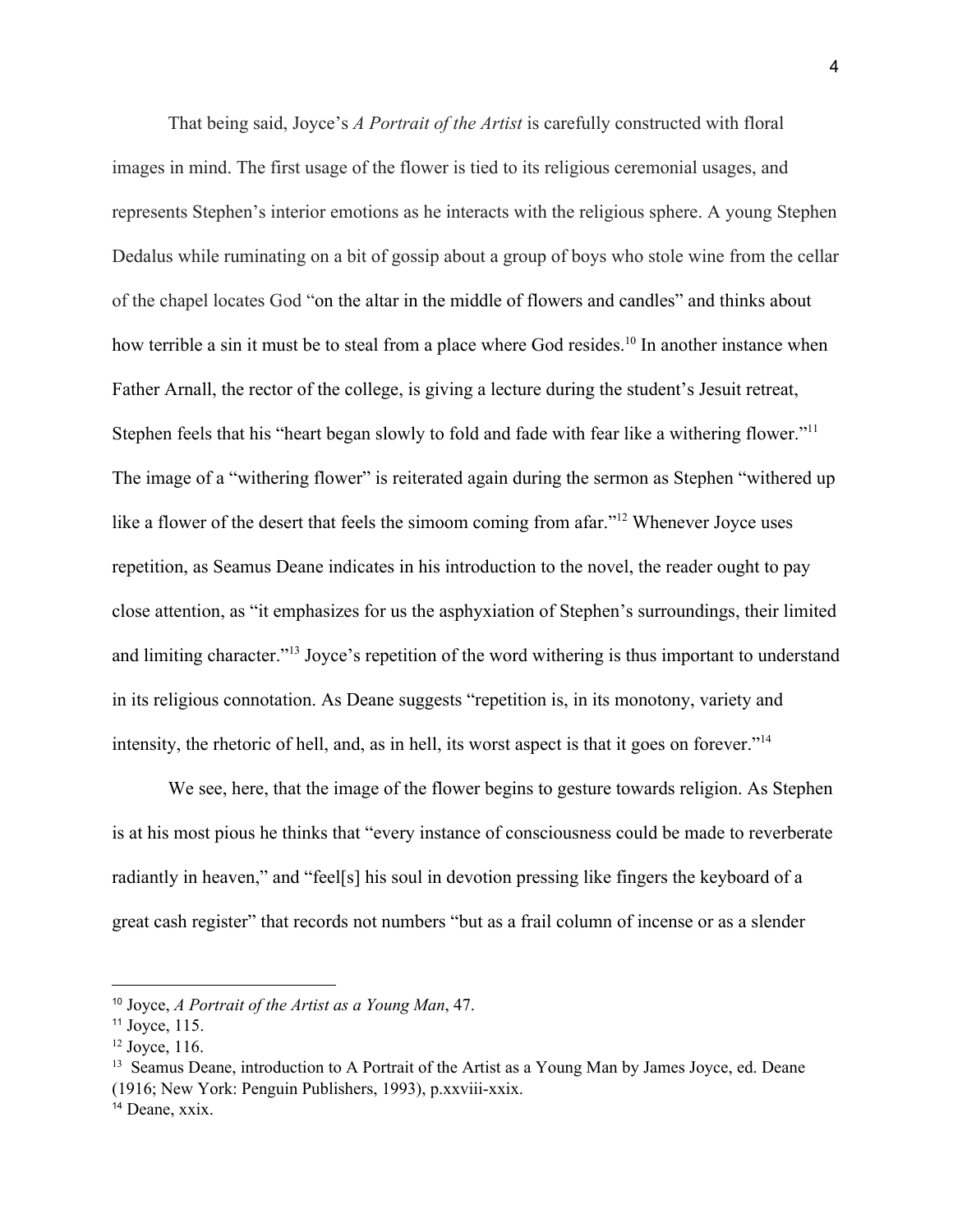That being said, Joyce's *A Portrait of the Artist* is carefully constructed with floral images in mind. The first usage of the flower is tied to its religious ceremonial usages, and represents Stephen's interior emotions as he interacts with the religious sphere. A young Stephen Dedalus while ruminating on a bit of gossip about a group of boys who stole wine from the cellar of the chapel locates God "on the altar in the middle of flowers and candles" and thinks about how terrible a sin it must be to steal from a place where God resides.[10] In another instance when Father Arnall, the rector of the college, is giving a lecture during the student's Jesuit retreat, Stephen feels that his "heart began slowly to fold and fade with fear like a withering flower."[11] The image of a "withering flower" is reiterated again during the sermon as Stephen "withered up like a flower of the desert that feels the simoom coming from afar."[12] Whenever Joyce uses repetition, as Seamus Deane indicates in his introduction to the novel, the reader ought to pay close attention, as "it emphasizes for us the asphyxiation of Stephen's surroundings, their limited and limiting character."[13] Joyce's repetition of the word withering is thus important to understand in its religious connotation. As Deane suggests "repetition is, in its monotony, variety and intensity, the rhetoric of hell, and, as in hell, its worst aspect is that it goes on forever."[14]

We see, here, that the image of the flower begins to gesture towards religion. As Stephen is at his most pious he thinks that "every instance of consciousness could be made to reverberate radiantly in heaven," and "feel[s] his soul in devotion pressing like fingers the keyboard of a great cash register" that records not numbers "but as a frail column of incense or as a slender

---

[10] Joyce, *A Portrait of the Artist as a Young Man*, 47.

[11] Joyce, 115.

[12] Joyce, 116.

[13] Seamus Deane, introduction to A Portrait of the Artist as a Young Man by James Joyce, ed. Deane (1916; New York: Penguin Publishers, 1993), p.xxviii-xxix.

[14] Deane, xxix.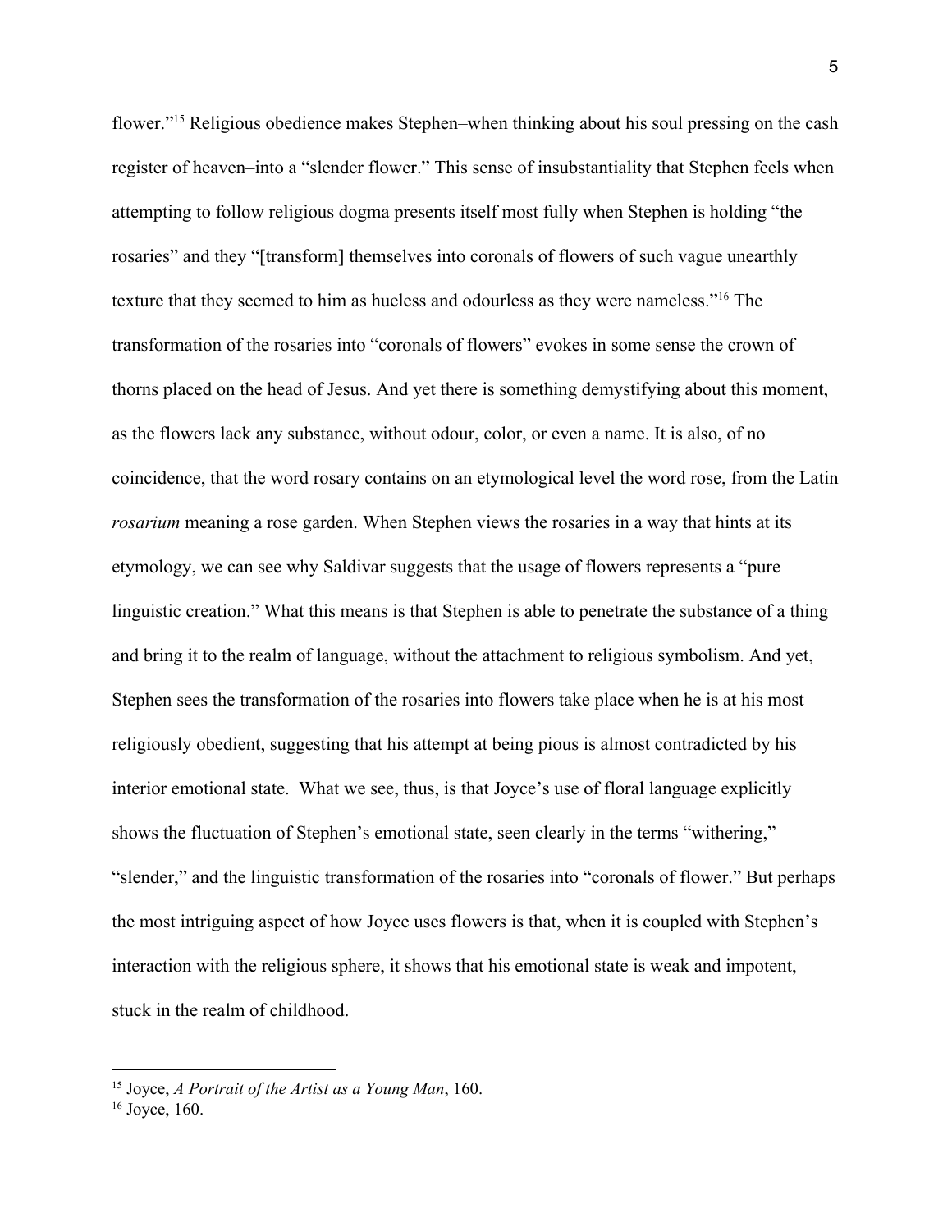flower."[15] Religious obedience makes Stephen–when thinking about his soul pressing on the cash register of heaven–into a "slender flower." This sense of insubstantiality that Stephen feels when attempting to follow religious dogma presents itself most fully when Stephen is holding "the rosaries" and they "[transform] themselves into coronals of flowers of such vague unearthly texture that they seemed to him as hueless and odourless as they were nameless."[16] The transformation of the rosaries into "coronals of flowers" evokes in some sense the crown of thorns placed on the head of Jesus. And yet there is something demystifying about this moment, as the flowers lack any substance, without odour, color, or even a name. It is also, of no coincidence, that the word rosary contains on an etymological level the word rose, from the Latin *rosarium* meaning a rose garden. When Stephen views the rosaries in a way that hints at its etymology, we can see why Saldivar suggests that the usage of flowers represents a "pure linguistic creation." What this means is that Stephen is able to penetrate the substance of a thing and bring it to the realm of language, without the attachment to religious symbolism. And yet, Stephen sees the transformation of the rosaries into flowers take place when he is at his most religiously obedient, suggesting that his attempt at being pious is almost contradicted by his interior emotional state. What we see, thus, is that Joyce's use of floral language explicitly shows the fluctuation of Stephen's emotional state, seen clearly in the terms "withering," "slender," and the linguistic transformation of the rosaries into "coronals of flower." But perhaps the most intriguing aspect of how Joyce uses flowers is that, when it is coupled with Stephen's interaction with the religious sphere, it shows that his emotional state is weak and impotent, stuck in the realm of childhood.

---

[15] Joyce, *A Portrait of the Artist as a Young Man*, 160.

[16] Joyce, 160.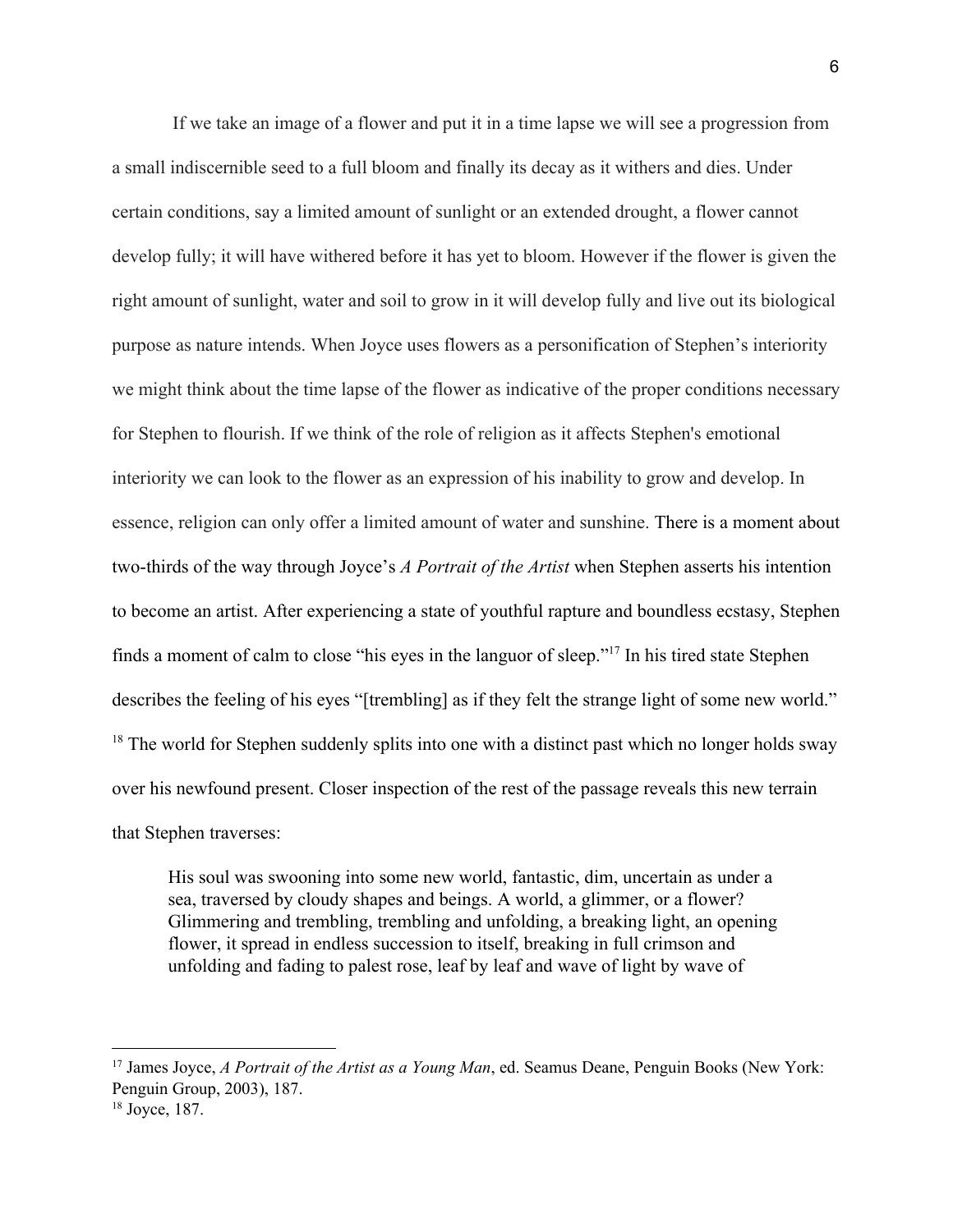If we take an image of a flower and put it in a time lapse we will see a progression from a small indiscernible seed to a full bloom and finally its decay as it withers and dies. Under certain conditions, say a limited amount of sunlight or an extended drought, a flower cannot develop fully; it will have withered before it has yet to bloom. However if the flower is given the right amount of sunlight, water and soil to grow in it will develop fully and live out its biological purpose as nature intends. When Joyce uses flowers as a personification of Stephen's interiority we might think about the time lapse of the flower as indicative of the proper conditions necessary for Stephen to flourish. If we think of the role of religion as it affects Stephen's emotional interiority we can look to the flower as an expression of his inability to grow and develop. In essence, religion can only offer a limited amount of water and sunshine. There is a moment about two-thirds of the way through Joyce's *A Portrait of the Artist* when Stephen asserts his intention to become an artist. After experiencing a state of youthful rapture and boundless ecstasy, Stephen finds a moment of calm to close "his eyes in the languor of sleep."[17] In his tired state Stephen describes the feeling of his eyes "[trembling] as if they felt the strange light of some new world."[18] The world for Stephen suddenly splits into one with a distinct past which no longer holds sway over his newfound present. Closer inspection of the rest of the passage reveals this new terrain that Stephen traverses:

> His soul was swooning into some new world, fantastic, dim, uncertain as under a sea, traversed by cloudy shapes and beings. A world, a glimmer, or a flower? Glimmering and trembling, trembling and unfolding, a breaking light, an opening flower, it spread in endless succession to itself, breaking in full crimson and unfolding and fading to palest rose, leaf by leaf and wave of light by wave of

---

[17] James Joyce, *A Portrait of the Artist as a Young Man*, ed. Seamus Deane, Penguin Books (New York: Penguin Group, 2003), 187.

[18] Joyce, 187.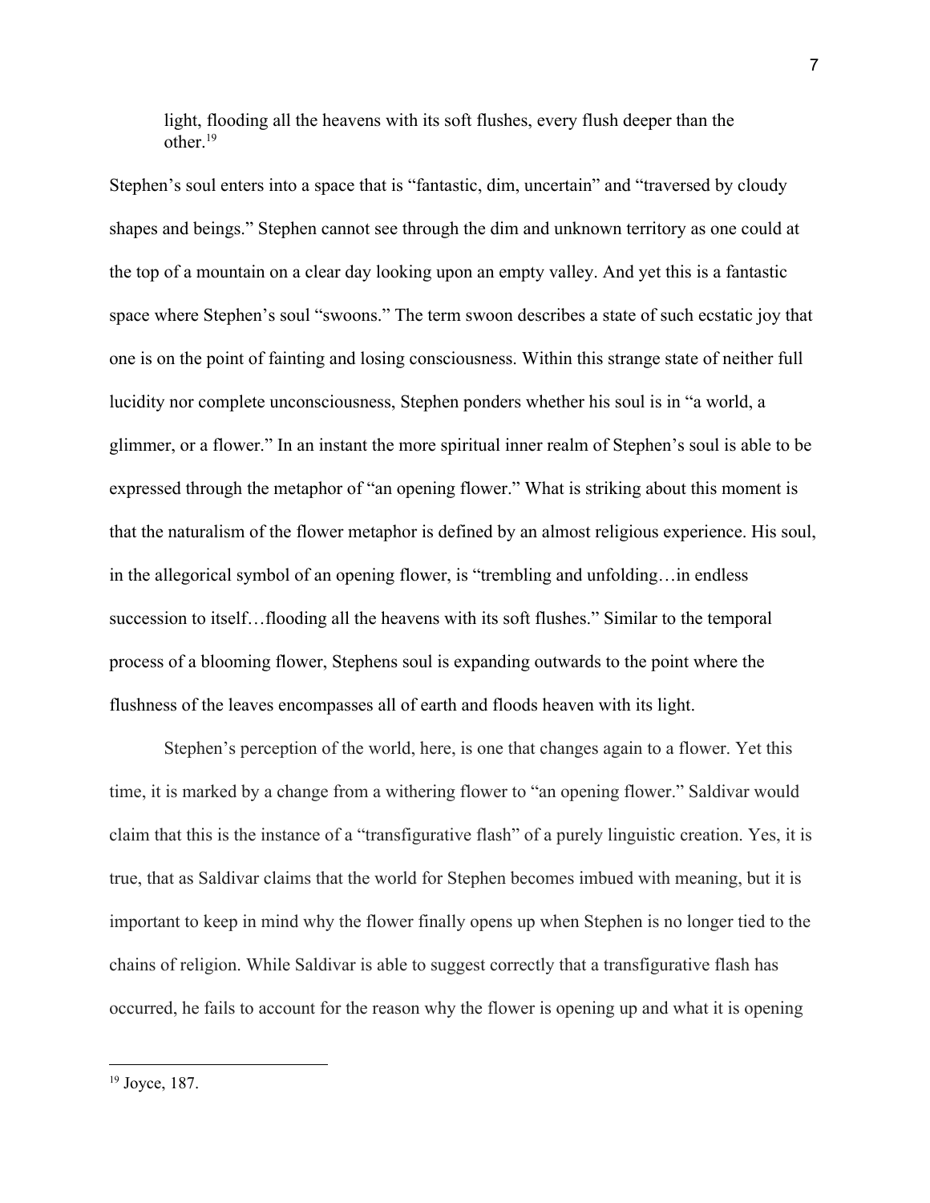> light, flooding all the heavens with its soft flushes, every flush deeper than the other.[19]

Stephen's soul enters into a space that is "fantastic, dim, uncertain" and "traversed by cloudy shapes and beings." Stephen cannot see through the dim and unknown territory as one could at the top of a mountain on a clear day looking upon an empty valley. And yet this is a fantastic space where Stephen's soul "swoons." The term swoon describes a state of such ecstatic joy that one is on the point of fainting and losing consciousness. Within this strange state of neither full lucidity nor complete unconsciousness, Stephen ponders whether his soul is in "a world, a glimmer, or a flower." In an instant the more spiritual inner realm of Stephen's soul is able to be expressed through the metaphor of "an opening flower." What is striking about this moment is that the naturalism of the flower metaphor is defined by an almost religious experience. His soul, in the allegorical symbol of an opening flower, is "trembling and unfolding…in endless succession to itself…flooding all the heavens with its soft flushes." Similar to the temporal process of a blooming flower, Stephens soul is expanding outwards to the point where the flushness of the leaves encompasses all of earth and floods heaven with its light.

Stephen's perception of the world, here, is one that changes again to a flower. Yet this time, it is marked by a change from a withering flower to "an opening flower." Saldivar would claim that this is the instance of a "transfigurative flash" of a purely linguistic creation. Yes, it is true, that as Saldivar claims that the world for Stephen becomes imbued with meaning, but it is important to keep in mind why the flower finally opens up when Stephen is no longer tied to the chains of religion. While Saldivar is able to suggest correctly that a transfigurative flash has occurred, he fails to account for the reason why the flower is opening up and what it is opening

[19] Joyce, 187.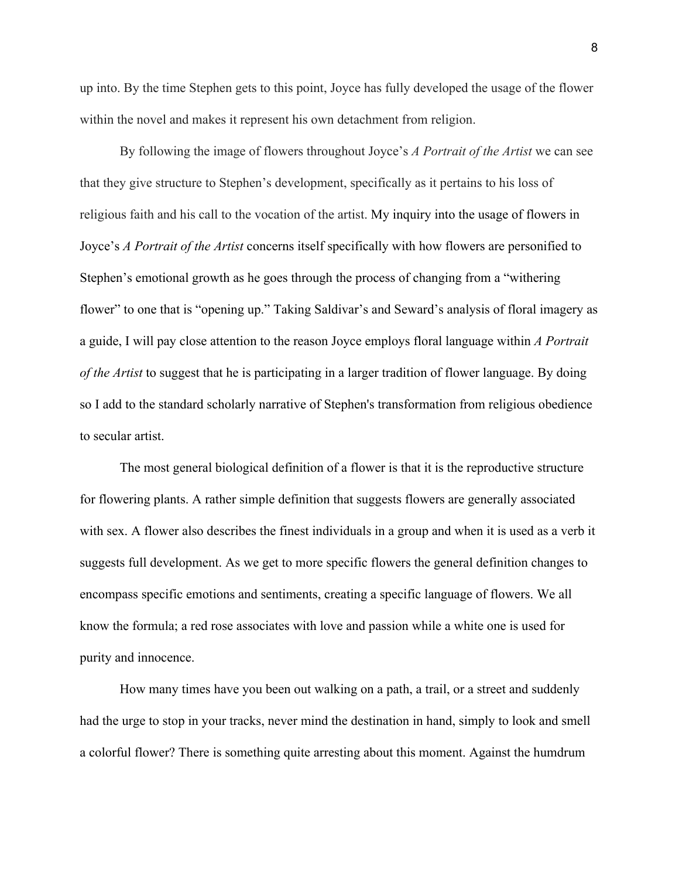up into. By the time Stephen gets to this point, Joyce has fully developed the usage of the flower within the novel and makes it represent his own detachment from religion.

By following the image of flowers throughout Joyce's *A Portrait of the Artist* we can see that they give structure to Stephen's development, specifically as it pertains to his loss of religious faith and his call to the vocation of the artist. My inquiry into the usage of flowers in Joyce's *A Portrait of the Artist* concerns itself specifically with how flowers are personified to Stephen's emotional growth as he goes through the process of changing from a "withering flower" to one that is "opening up." Taking Saldivar's and Seward's analysis of floral imagery as a guide, I will pay close attention to the reason Joyce employs floral language within *A Portrait of the Artist* to suggest that he is participating in a larger tradition of flower language. By doing so I add to the standard scholarly narrative of Stephen's transformation from religious obedience to secular artist.

The most general biological definition of a flower is that it is the reproductive structure for flowering plants. A rather simple definition that suggests flowers are generally associated with sex. A flower also describes the finest individuals in a group and when it is used as a verb it suggests full development. As we get to more specific flowers the general definition changes to encompass specific emotions and sentiments, creating a specific language of flowers. We all know the formula; a red rose associates with love and passion while a white one is used for purity and innocence.

How many times have you been out walking on a path, a trail, or a street and suddenly had the urge to stop in your tracks, never mind the destination in hand, simply to look and smell a colorful flower? There is something quite arresting about this moment. Against the humdrum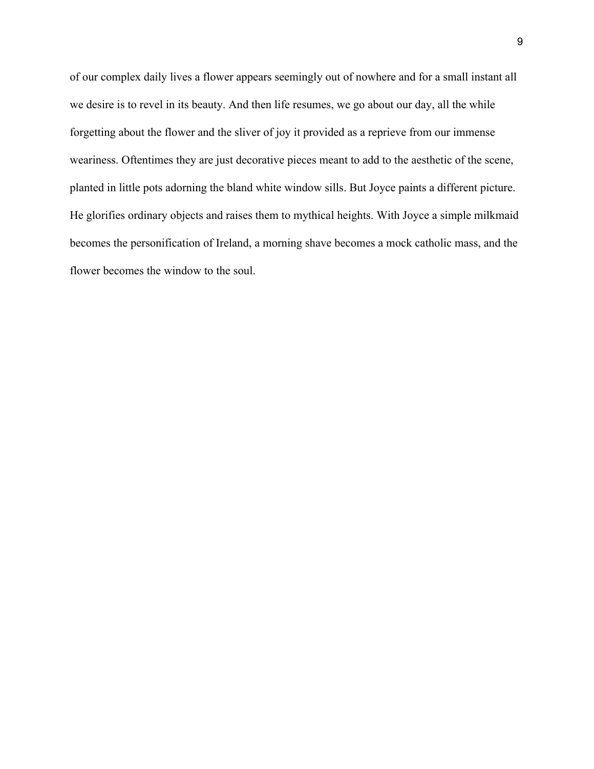of our complex daily lives a flower appears seemingly out of nowhere and for a small instant all we desire is to revel in its beauty. And then life resumes, we go about our day, all the while forgetting about the flower and the sliver of joy it provided as a reprieve from our immense weariness. Oftentimes they are just decorative pieces meant to add to the aesthetic of the scene, planted in little pots adorning the bland white window sills. But Joyce paints a different picture. He glorifies ordinary objects and raises them to mythical heights. With Joyce a simple milkmaid becomes the personification of Ireland, a morning shave becomes a mock catholic mass, and the flower becomes the window to the soul.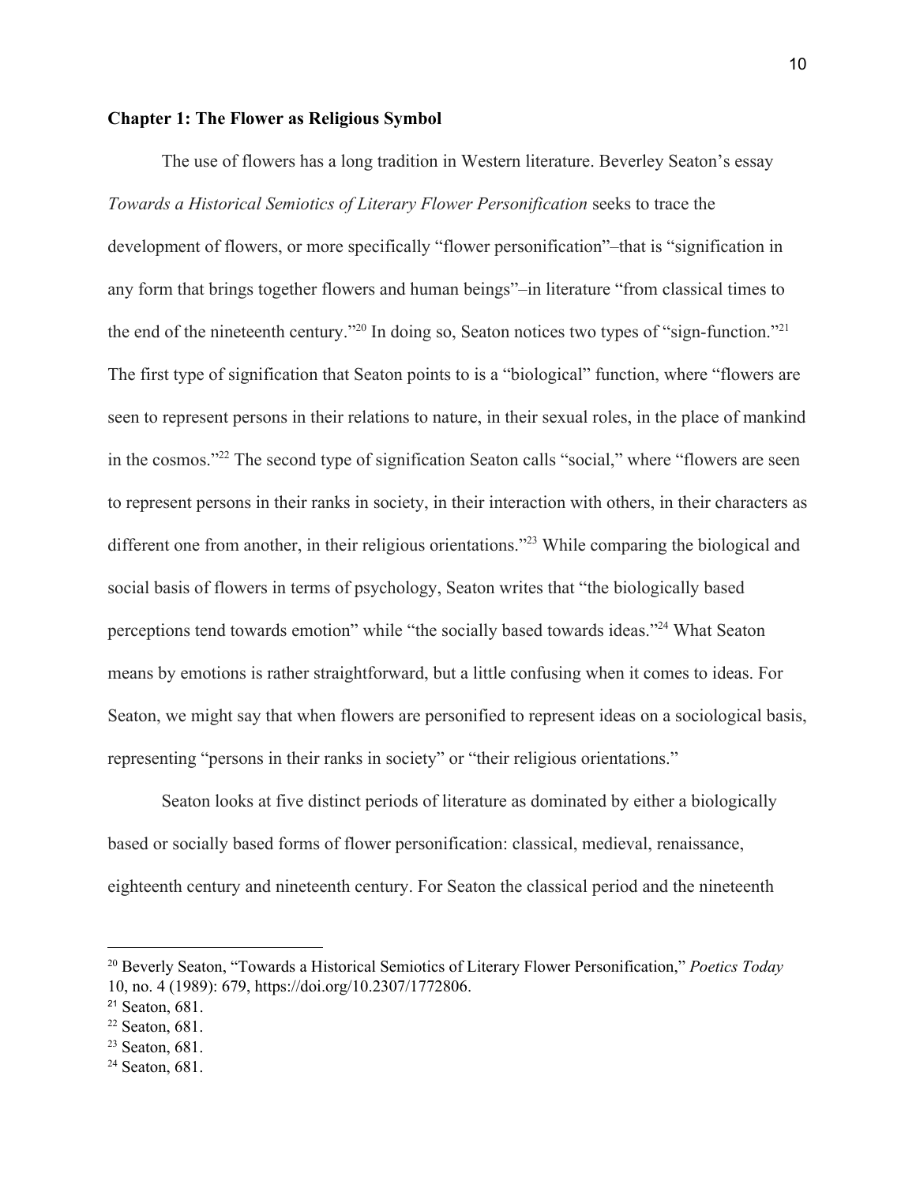## Chapter 1: The Flower as Religious Symbol

The use of flowers has a long tradition in Western literature. Beverley Seaton's essay *Towards a Historical Semiotics of Literary Flower Personification* seeks to trace the development of flowers, or more specifically "flower personification"–that is "signification in any form that brings together flowers and human beings"–in literature "from classical times to the end of the nineteenth century."[20] In doing so, Seaton notices two types of "sign-function."[21] The first type of signification that Seaton points to is a "biological" function, where "flowers are seen to represent persons in their relations to nature, in their sexual roles, in the place of mankind in the cosmos."[22] The second type of signification Seaton calls "social," where "flowers are seen to represent persons in their ranks in society, in their interaction with others, in their characters as different one from another, in their religious orientations."[23] While comparing the biological and social basis of flowers in terms of psychology, Seaton writes that "the biologically based perceptions tend towards emotion" while "the socially based towards ideas."[24] What Seaton means by emotions is rather straightforward, but a little confusing when it comes to ideas. For Seaton, we might say that when flowers are personified to represent ideas on a sociological basis, representing "persons in their ranks in society" or "their religious orientations."

Seaton looks at five distinct periods of literature as dominated by either a biologically based or socially based forms of flower personification: classical, medieval, renaissance, eighteenth century and nineteenth century. For Seaton the classical period and the nineteenth

---

[20] Beverly Seaton, "Towards a Historical Semiotics of Literary Flower Personification," *Poetics Today* 10, no. 4 (1989): 679, https://doi.org/10.2307/1772806.

[21] Seaton, 681.

[22] Seaton, 681.

[23] Seaton, 681.

[24] Seaton, 681.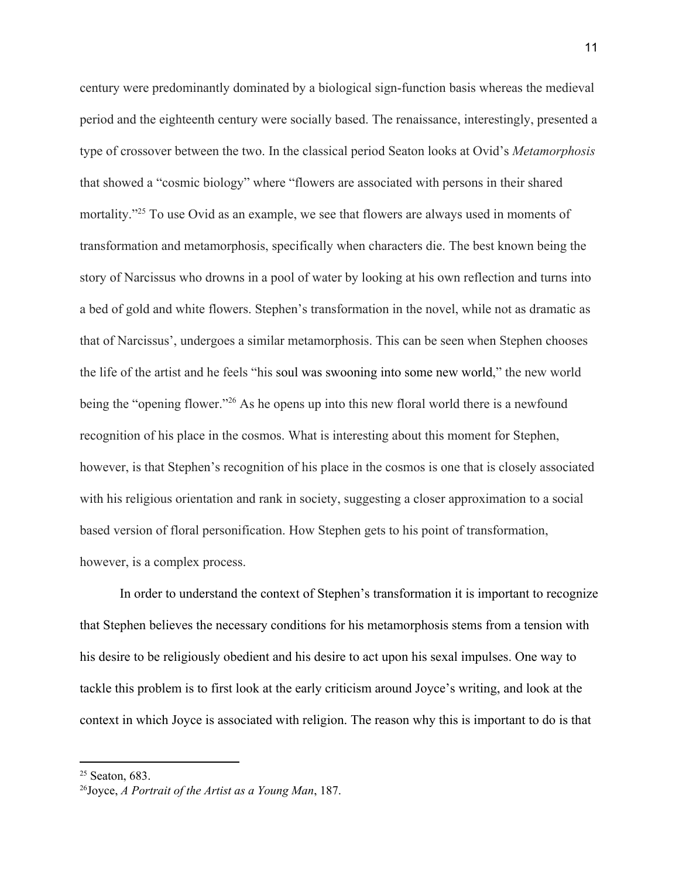century were predominantly dominated by a biological sign-function basis whereas the medieval period and the eighteenth century were socially based. The renaissance, interestingly, presented a type of crossover between the two. In the classical period Seaton looks at Ovid's *Metamorphosis* that showed a "cosmic biology" where "flowers are associated with persons in their shared mortality."[25] To use Ovid as an example, we see that flowers are always used in moments of transformation and metamorphosis, specifically when characters die. The best known being the story of Narcissus who drowns in a pool of water by looking at his own reflection and turns into a bed of gold and white flowers. Stephen's transformation in the novel, while not as dramatic as that of Narcissus', undergoes a similar metamorphosis. This can be seen when Stephen chooses the life of the artist and he feels "his soul was swooning into some new world," the new world being the "opening flower."[26] As he opens up into this new floral world there is a newfound recognition of his place in the cosmos. What is interesting about this moment for Stephen, however, is that Stephen's recognition of his place in the cosmos is one that is closely associated with his religious orientation and rank in society, suggesting a closer approximation to a social based version of floral personification. How Stephen gets to his point of transformation, however, is a complex process.

In order to understand the context of Stephen's transformation it is important to recognize that Stephen believes the necessary conditions for his metamorphosis stems from a tension with his desire to be religiously obedient and his desire to act upon his sexal impulses. One way to tackle this problem is to first look at the early criticism around Joyce's writing, and look at the context in which Joyce is associated with religion. The reason why this is important to do is that

---

[25] Seaton, 683.

[26] Joyce, *A Portrait of the Artist as a Young Man*, 187.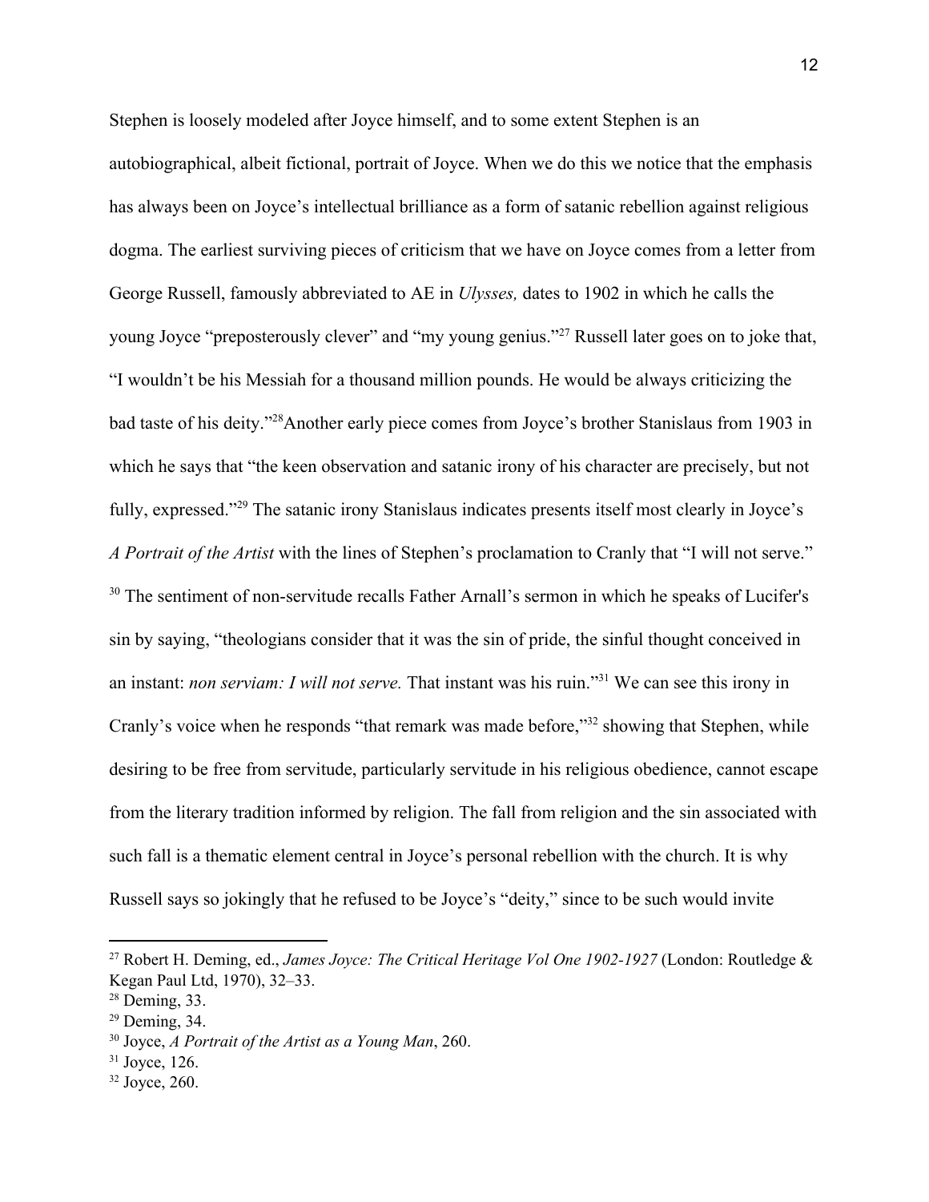Stephen is loosely modeled after Joyce himself, and to some extent Stephen is an autobiographical, albeit fictional, portrait of Joyce. When we do this we notice that the emphasis has always been on Joyce's intellectual brilliance as a form of satanic rebellion against religious dogma. The earliest surviving pieces of criticism that we have on Joyce comes from a letter from George Russell, famously abbreviated to AE in *Ulysses,* dates to 1902 in which he calls the young Joyce "preposterously clever" and "my young genius."[27] Russell later goes on to joke that, "I wouldn't be his Messiah for a thousand million pounds. He would be always criticizing the bad taste of his deity."[28]Another early piece comes from Joyce's brother Stanislaus from 1903 in which he says that "the keen observation and satanic irony of his character are precisely, but not fully, expressed."[29] The satanic irony Stanislaus indicates presents itself most clearly in Joyce's *A Portrait of the Artist* with the lines of Stephen's proclamation to Cranly that "I will not serve." [30] The sentiment of non-servitude recalls Father Arnall's sermon in which he speaks of Lucifer's sin by saying, "theologians consider that it was the sin of pride, the sinful thought conceived in an instant: *non serviam: I will not serve.* That instant was his ruin."[31] We can see this irony in Cranly's voice when he responds "that remark was made before,"[32] showing that Stephen, while desiring to be free from servitude, particularly servitude in his religious obedience, cannot escape from the literary tradition informed by religion. The fall from religion and the sin associated with such fall is a thematic element central in Joyce's personal rebellion with the church. It is why Russell says so jokingly that he refused to be Joyce's "deity," since to be such would invite

---

[27] Robert H. Deming, ed., *James Joyce: The Critical Heritage Vol One 1902-1927* (London: Routledge & Kegan Paul Ltd, 1970), 32–33.

[28] Deming, 33.

[29] Deming, 34.

[30] Joyce, *A Portrait of the Artist as a Young Man*, 260.

[31] Joyce, 126.

[32] Joyce, 260.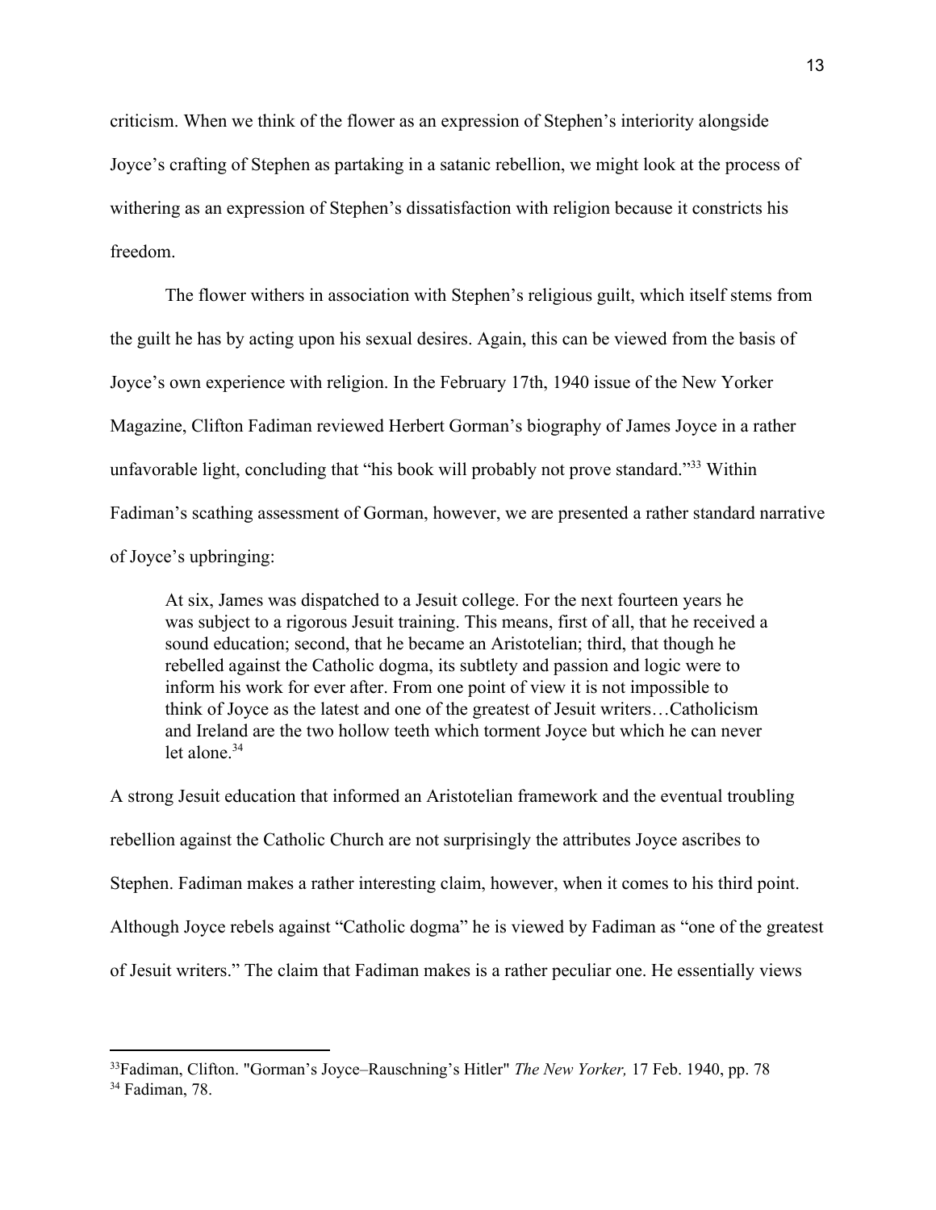criticism. When we think of the flower as an expression of Stephen's interiority alongside Joyce's crafting of Stephen as partaking in a satanic rebellion, we might look at the process of withering as an expression of Stephen's dissatisfaction with religion because it constricts his freedom.

The flower withers in association with Stephen's religious guilt, which itself stems from the guilt he has by acting upon his sexual desires. Again, this can be viewed from the basis of Joyce's own experience with religion. In the February 17th, 1940 issue of the New Yorker Magazine, Clifton Fadiman reviewed Herbert Gorman's biography of James Joyce in a rather unfavorable light, concluding that "his book will probably not prove standard."[33] Within Fadiman's scathing assessment of Gorman, however, we are presented a rather standard narrative of Joyce's upbringing:

> At six, James was dispatched to a Jesuit college. For the next fourteen years he was subject to a rigorous Jesuit training. This means, first of all, that he received a sound education; second, that he became an Aristotelian; third, that though he rebelled against the Catholic dogma, its subtlety and passion and logic were to inform his work for ever after. From one point of view it is not impossible to think of Joyce as the latest and one of the greatest of Jesuit writers…Catholicism and Ireland are the two hollow teeth which torment Joyce but which he can never let alone.[34]

A strong Jesuit education that informed an Aristotelian framework and the eventual troubling rebellion against the Catholic Church are not surprisingly the attributes Joyce ascribes to Stephen. Fadiman makes a rather interesting claim, however, when it comes to his third point. Although Joyce rebels against "Catholic dogma" he is viewed by Fadiman as "one of the greatest of Jesuit writers." The claim that Fadiman makes is a rather peculiar one. He essentially views

---

[33] Fadiman, Clifton. "Gorman's Joyce–Rauschning's Hitler" *The New Yorker,* 17 Feb. 1940, pp. 78

[34] Fadiman, 78.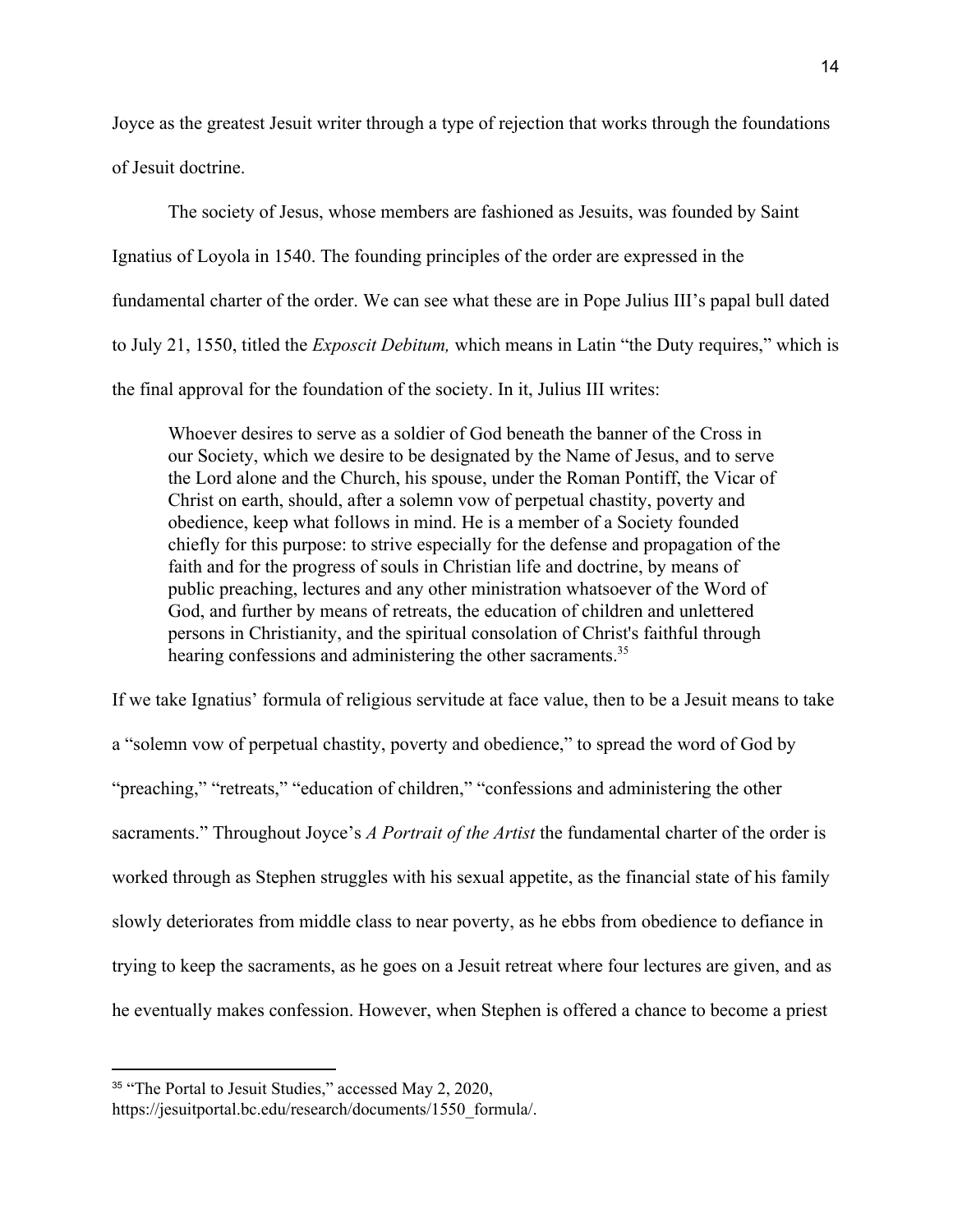Joyce as the greatest Jesuit writer through a type of rejection that works through the foundations of Jesuit doctrine.

The society of Jesus, whose members are fashioned as Jesuits, was founded by Saint Ignatius of Loyola in 1540. The founding principles of the order are expressed in the fundamental charter of the order. We can see what these are in Pope Julius III's papal bull dated to July 21, 1550, titled the *Exposcit Debitum,* which means in Latin "the Duty requires," which is the final approval for the foundation of the society. In it, Julius III writes:

> Whoever desires to serve as a soldier of God beneath the banner of the Cross in our Society, which we desire to be designated by the Name of Jesus, and to serve the Lord alone and the Church, his spouse, under the Roman Pontiff, the Vicar of Christ on earth, should, after a solemn vow of perpetual chastity, poverty and obedience, keep what follows in mind. He is a member of a Society founded chiefly for this purpose: to strive especially for the defense and propagation of the faith and for the progress of souls in Christian life and doctrine, by means of public preaching, lectures and any other ministration whatsoever of the Word of God, and further by means of retreats, the education of children and unlettered persons in Christianity, and the spiritual consolation of Christ's faithful through hearing confessions and administering the other sacraments.[35]

If we take Ignatius' formula of religious servitude at face value, then to be a Jesuit means to take a "solemn vow of perpetual chastity, poverty and obedience," to spread the word of God by "preaching," "retreats," "education of children," "confessions and administering the other sacraments." Throughout Joyce's *A Portrait of the Artist* the fundamental charter of the order is worked through as Stephen struggles with his sexual appetite, as the financial state of his family slowly deteriorates from middle class to near poverty, as he ebbs from obedience to defiance in trying to keep the sacraments, as he goes on a Jesuit retreat where four lectures are given, and as he eventually makes confession. However, when Stephen is offered a chance to become a priest

---

[35] "The Portal to Jesuit Studies," accessed May 2, 2020, https://jesuitportal.bc.edu/research/documents/1550_formula/.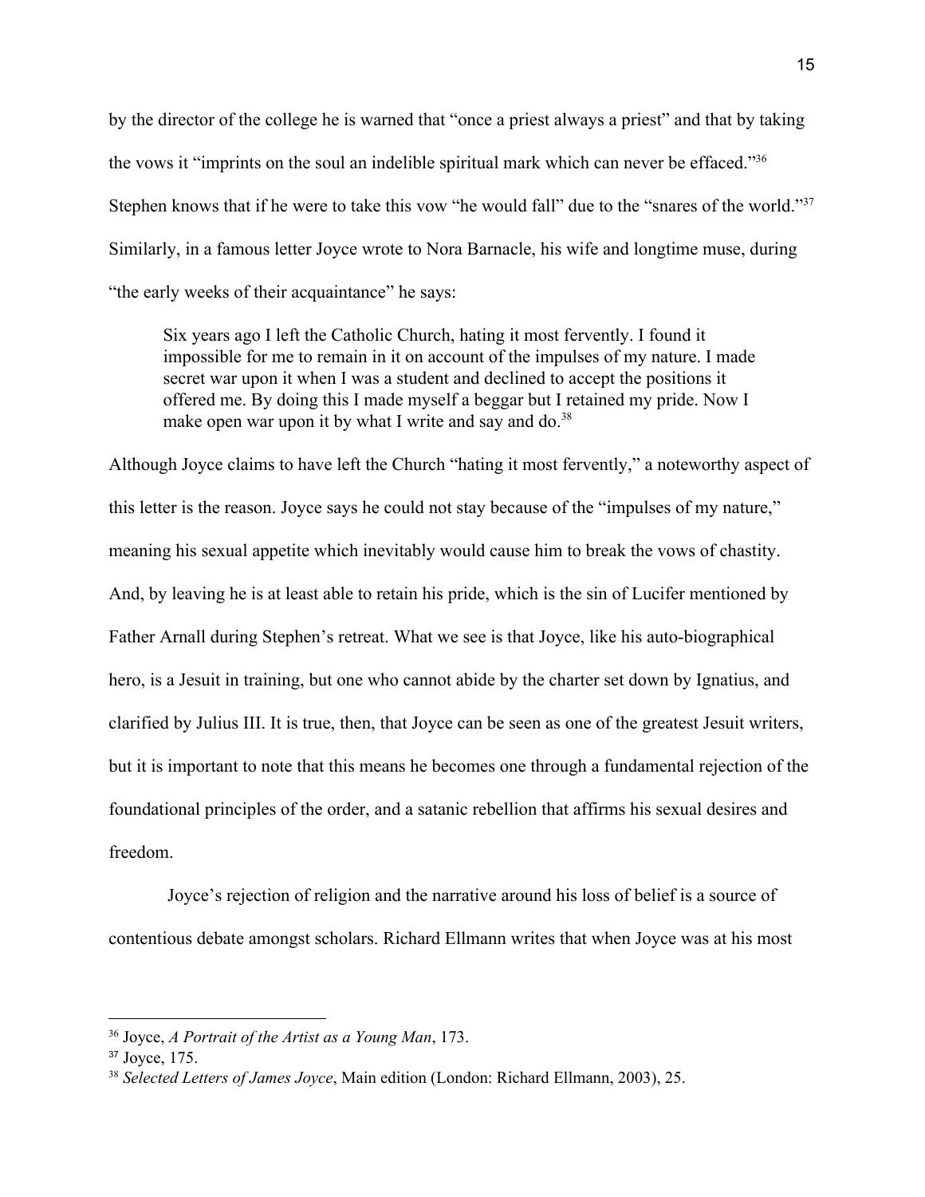by the director of the college he is warned that "once a priest always a priest" and that by taking the vows it "imprints on the soul an indelible spiritual mark which can never be effaced."[36] Stephen knows that if he were to take this vow "he would fall" due to the "snares of the world."[37] Similarly, in a famous letter Joyce wrote to Nora Barnacle, his wife and longtime muse, during "the early weeks of their acquaintance" he says:

> Six years ago I left the Catholic Church, hating it most fervently. I found it impossible for me to remain in it on account of the impulses of my nature. I made secret war upon it when I was a student and declined to accept the positions it offered me. By doing this I made myself a beggar but I retained my pride. Now I make open war upon it by what I write and say and do.[38]

Although Joyce claims to have left the Church "hating it most fervently," a noteworthy aspect of this letter is the reason. Joyce says he could not stay because of the "impulses of my nature," meaning his sexual appetite which inevitably would cause him to break the vows of chastity. And, by leaving he is at least able to retain his pride, which is the sin of Lucifer mentioned by Father Arnall during Stephen's retreat. What we see is that Joyce, like his auto-biographical hero, is a Jesuit in training, but one who cannot abide by the charter set down by Ignatius, and clarified by Julius III. It is true, then, that Joyce can be seen as one of the greatest Jesuit writers, but it is important to note that this means he becomes one through a fundamental rejection of the foundational principles of the order, and a satanic rebellion that affirms his sexual desires and freedom.

Joyce's rejection of religion and the narrative around his loss of belief is a source of contentious debate amongst scholars. Richard Ellmann writes that when Joyce was at his most

---

[36] Joyce, *A Portrait of the Artist as a Young Man*, 173.

[37] Joyce, 175.

[38] *Selected Letters of James Joyce*, Main edition (London: Richard Ellmann, 2003), 25.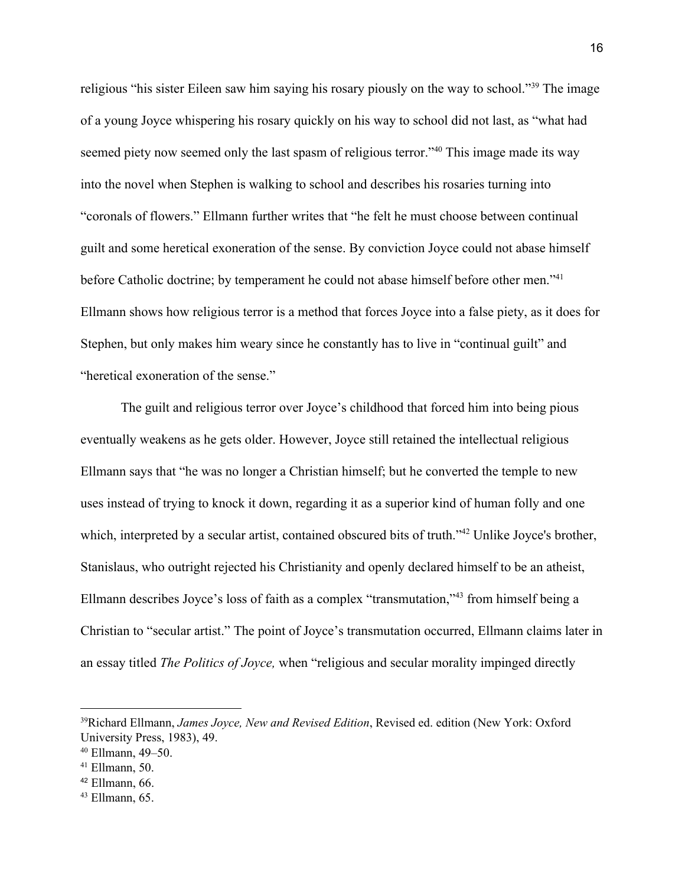religious "his sister Eileen saw him saying his rosary piously on the way to school."[39] The image of a young Joyce whispering his rosary quickly on his way to school did not last, as "what had seemed piety now seemed only the last spasm of religious terror."[40] This image made its way into the novel when Stephen is walking to school and describes his rosaries turning into "coronals of flowers." Ellmann further writes that "he felt he must choose between continual guilt and some heretical exoneration of the sense. By conviction Joyce could not abase himself before Catholic doctrine; by temperament he could not abase himself before other men."[41] Ellmann shows how religious terror is a method that forces Joyce into a false piety, as it does for Stephen, but only makes him weary since he constantly has to live in "continual guilt" and "heretical exoneration of the sense."

The guilt and religious terror over Joyce's childhood that forced him into being pious eventually weakens as he gets older. However, Joyce still retained the intellectual religious Ellmann says that "he was no longer a Christian himself; but he converted the temple to new uses instead of trying to knock it down, regarding it as a superior kind of human folly and one which, interpreted by a secular artist, contained obscured bits of truth."[42] Unlike Joyce's brother, Stanislaus, who outright rejected his Christianity and openly declared himself to be an atheist, Ellmann describes Joyce's loss of faith as a complex "transmutation,"[43] from himself being a Christian to "secular artist." The point of Joyce's transmutation occurred, Ellmann claims later in an essay titled *The Politics of Joyce,* when "religious and secular morality impinged directly

---

[39] Richard Ellmann, *James Joyce, New and Revised Edition*, Revised ed. edition (New York: Oxford University Press, 1983), 49.

[40] Ellmann, 49–50.

[41] Ellmann, 50.

[42] Ellmann, 66.

[43] Ellmann, 65.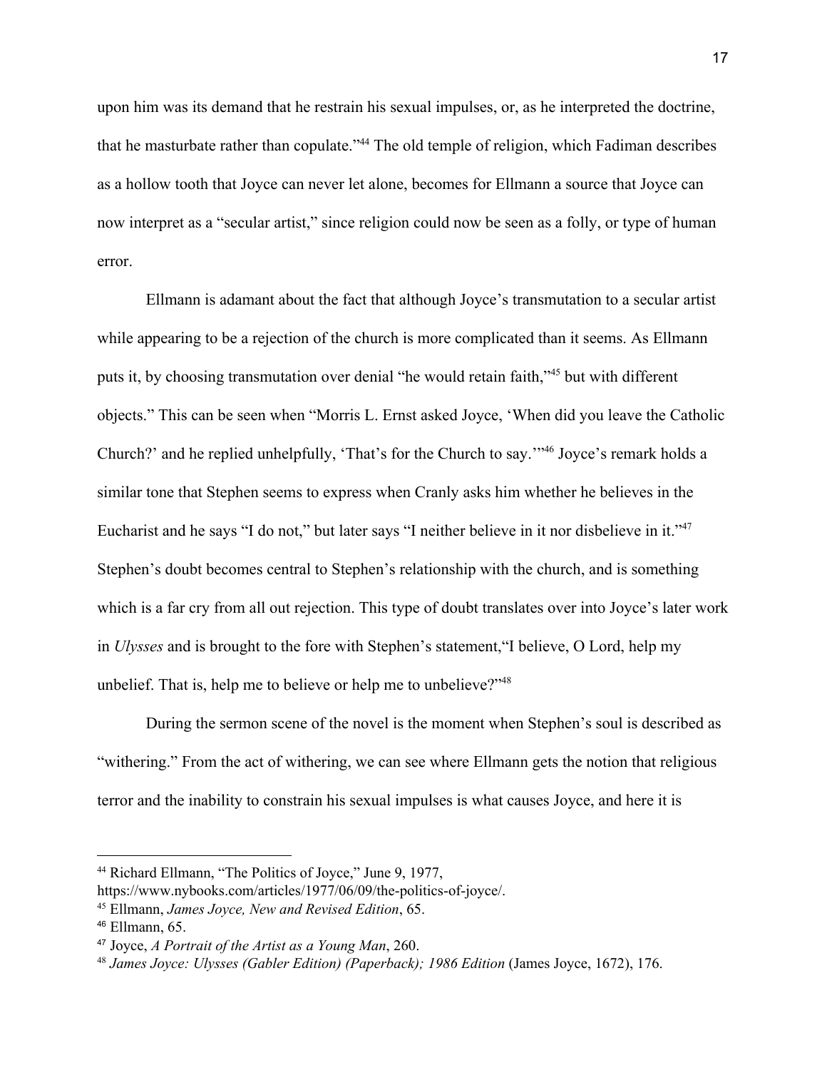upon him was its demand that he restrain his sexual impulses, or, as he interpreted the doctrine, that he masturbate rather than copulate."[44] The old temple of religion, which Fadiman describes as a hollow tooth that Joyce can never let alone, becomes for Ellmann a source that Joyce can now interpret as a "secular artist," since religion could now be seen as a folly, or type of human error.

Ellmann is adamant about the fact that although Joyce's transmutation to a secular artist while appearing to be a rejection of the church is more complicated than it seems. As Ellmann puts it, by choosing transmutation over denial "he would retain faith,"[45] but with different objects." This can be seen when "Morris L. Ernst asked Joyce, 'When did you leave the Catholic Church?' and he replied unhelpfully, 'That's for the Church to say.'"[46] Joyce's remark holds a similar tone that Stephen seems to express when Cranly asks him whether he believes in the Eucharist and he says "I do not," but later says "I neither believe in it nor disbelieve in it."[47] Stephen's doubt becomes central to Stephen's relationship with the church, and is something which is a far cry from all out rejection. This type of doubt translates over into Joyce's later work in *Ulysses* and is brought to the fore with Stephen's statement,"I believe, O Lord, help my unbelief. That is, help me to believe or help me to unbelieve?"[48]

During the sermon scene of the novel is the moment when Stephen's soul is described as "withering." From the act of withering, we can see where Ellmann gets the notion that religious terror and the inability to constrain his sexual impulses is what causes Joyce, and here it is

---

[44] Richard Ellmann, "The Politics of Joyce," June 9, 1977, https://www.nybooks.com/articles/1977/06/09/the-politics-of-joyce/.

[45] Ellmann, *James Joyce, New and Revised Edition*, 65.

[46] Ellmann, 65.

[47] Joyce, *A Portrait of the Artist as a Young Man*, 260.

[48] *James Joyce: Ulysses (Gabler Edition) (Paperback); 1986 Edition* (James Joyce, 1672), 176.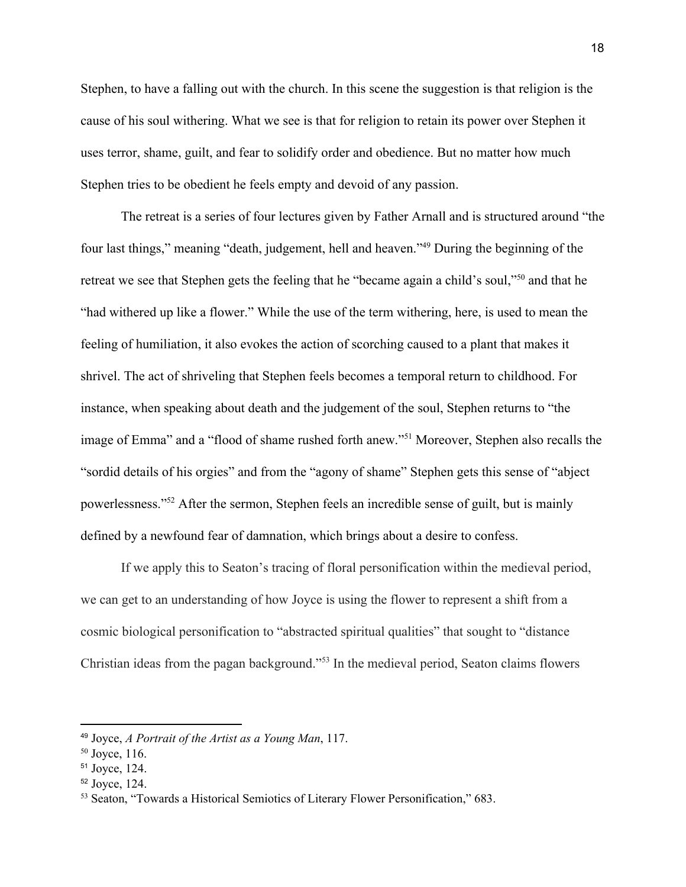Stephen, to have a falling out with the church. In this scene the suggestion is that religion is the cause of his soul withering. What we see is that for religion to retain its power over Stephen it uses terror, shame, guilt, and fear to solidify order and obedience. But no matter how much Stephen tries to be obedient he feels empty and devoid of any passion.

The retreat is a series of four lectures given by Father Arnall and is structured around "the four last things," meaning "death, judgement, hell and heaven."[49] During the beginning of the retreat we see that Stephen gets the feeling that he "became again a child's soul,"[50] and that he "had withered up like a flower." While the use of the term withering, here, is used to mean the feeling of humiliation, it also evokes the action of scorching caused to a plant that makes it shrivel. The act of shriveling that Stephen feels becomes a temporal return to childhood. For instance, when speaking about death and the judgement of the soul, Stephen returns to "the image of Emma" and a "flood of shame rushed forth anew."[51] Moreover, Stephen also recalls the "sordid details of his orgies" and from the "agony of shame" Stephen gets this sense of "abject powerlessness."[52] After the sermon, Stephen feels an incredible sense of guilt, but is mainly defined by a newfound fear of damnation, which brings about a desire to confess.

If we apply this to Seaton's tracing of floral personification within the medieval period, we can get to an understanding of how Joyce is using the flower to represent a shift from a cosmic biological personification to "abstracted spiritual qualities" that sought to "distance Christian ideas from the pagan background."[53] In the medieval period, Seaton claims flowers

---

[49] Joyce, *A Portrait of the Artist as a Young Man*, 117.

[50] Joyce, 116.

[51] Joyce, 124.

[52] Joyce, 124.

[53] Seaton, "Towards a Historical Semiotics of Literary Flower Personification," 683.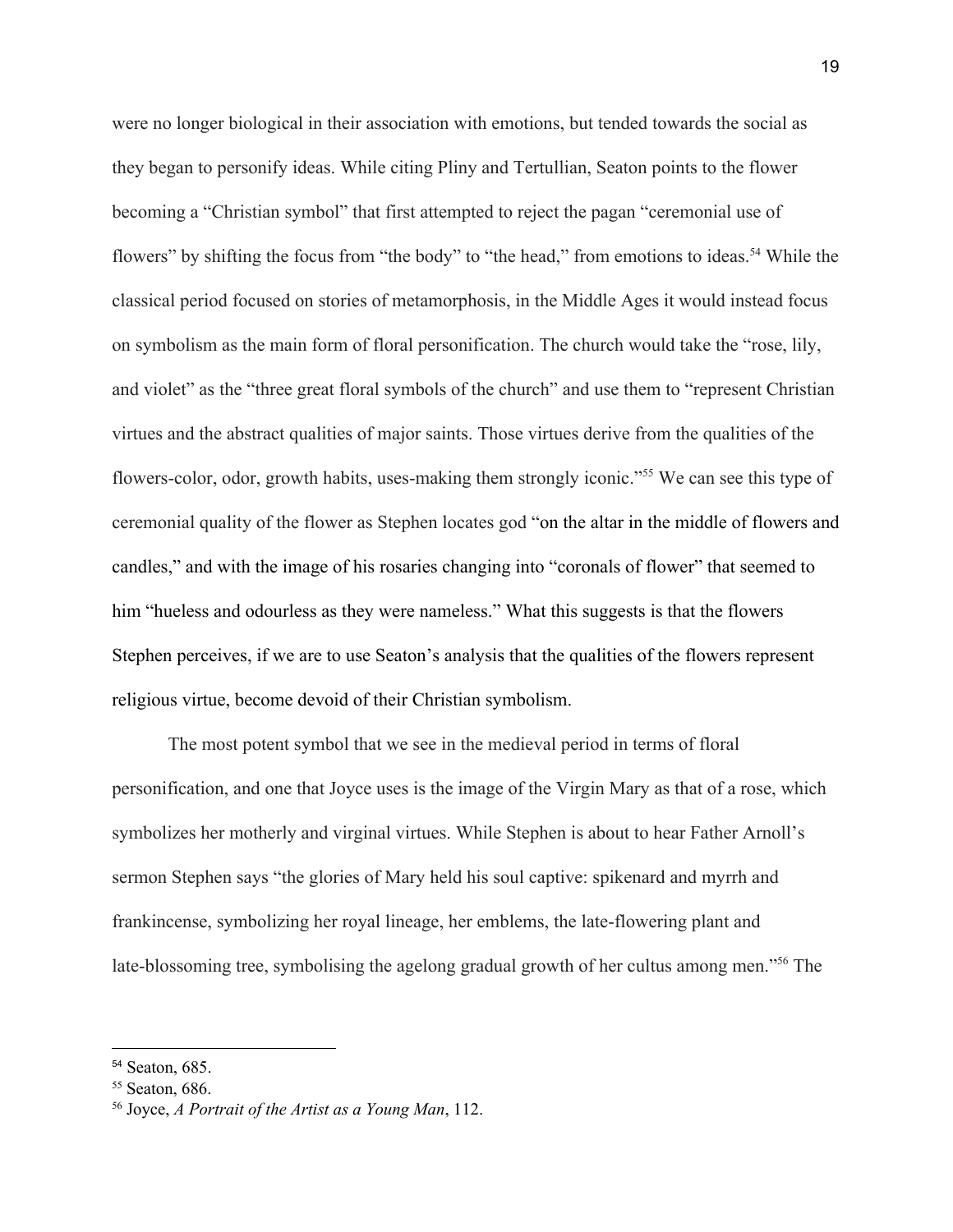were no longer biological in their association with emotions, but tended towards the social as they began to personify ideas. While citing Pliny and Tertullian, Seaton points to the flower becoming a "Christian symbol" that first attempted to reject the pagan "ceremonial use of flowers" by shifting the focus from "the body" to "the head," from emotions to ideas.[54] While the classical period focused on stories of metamorphosis, in the Middle Ages it would instead focus on symbolism as the main form of floral personification. The church would take the "rose, lily, and violet" as the "three great floral symbols of the church" and use them to "represent Christian virtues and the abstract qualities of major saints. Those virtues derive from the qualities of the flowers-color, odor, growth habits, uses-making them strongly iconic."[55] We can see this type of ceremonial quality of the flower as Stephen locates god "on the altar in the middle of flowers and candles," and with the image of his rosaries changing into "coronals of flower" that seemed to him "hueless and odourless as they were nameless." What this suggests is that the flowers Stephen perceives, if we are to use Seaton's analysis that the qualities of the flowers represent religious virtue, become devoid of their Christian symbolism.

The most potent symbol that we see in the medieval period in terms of floral personification, and one that Joyce uses is the image of the Virgin Mary as that of a rose, which symbolizes her motherly and virginal virtues. While Stephen is about to hear Father Arnoll's sermon Stephen says "the glories of Mary held his soul captive: spikenard and myrrh and frankincense, symbolizing her royal lineage, her emblems, the late-flowering plant and late-blossoming tree, symbolising the agelong gradual growth of her cultus among men."[56] The

---

[54] Seaton, 685.

[55] Seaton, 686.

[56] Joyce, *A Portrait of the Artist as a Young Man*, 112.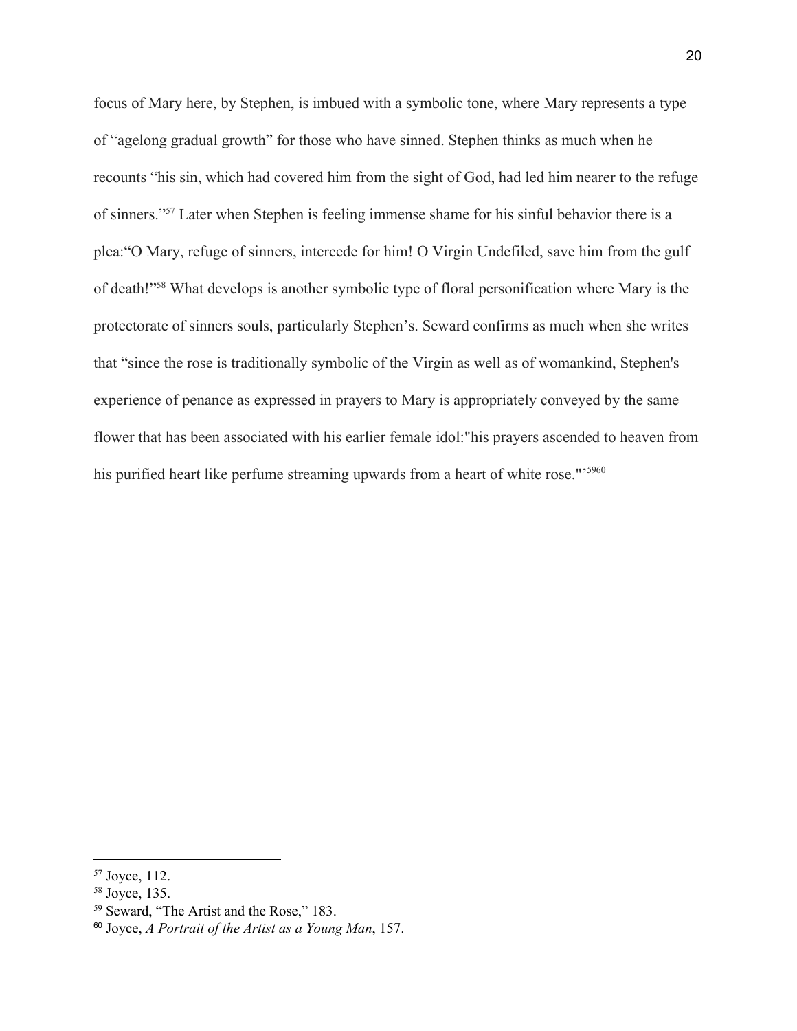focus of Mary here, by Stephen, is imbued with a symbolic tone, where Mary represents a type of "agelong gradual growth" for those who have sinned. Stephen thinks as much when he recounts "his sin, which had covered him from the sight of God, had led him nearer to the refuge of sinners."[57] Later when Stephen is feeling immense shame for his sinful behavior there is a plea:"O Mary, refuge of sinners, intercede for him! O Virgin Undefiled, save him from the gulf of death!"[58] What develops is another symbolic type of floral personification where Mary is the protectorate of sinners souls, particularly Stephen's. Seward confirms as much when she writes that "since the rose is traditionally symbolic of the Virgin as well as of womankind, Stephen's experience of penance as expressed in prayers to Mary is appropriately conveyed by the same flower that has been associated with his earlier female idol:"his prayers ascended to heaven from his purified heart like perfume streaming upwards from a heart of white rose."'[59][60]

---

[57] Joyce, 112.

[58] Joyce, 135.

[59] Seward, "The Artist and the Rose," 183.

[60] Joyce, *A Portrait of the Artist as a Young Man*, 157.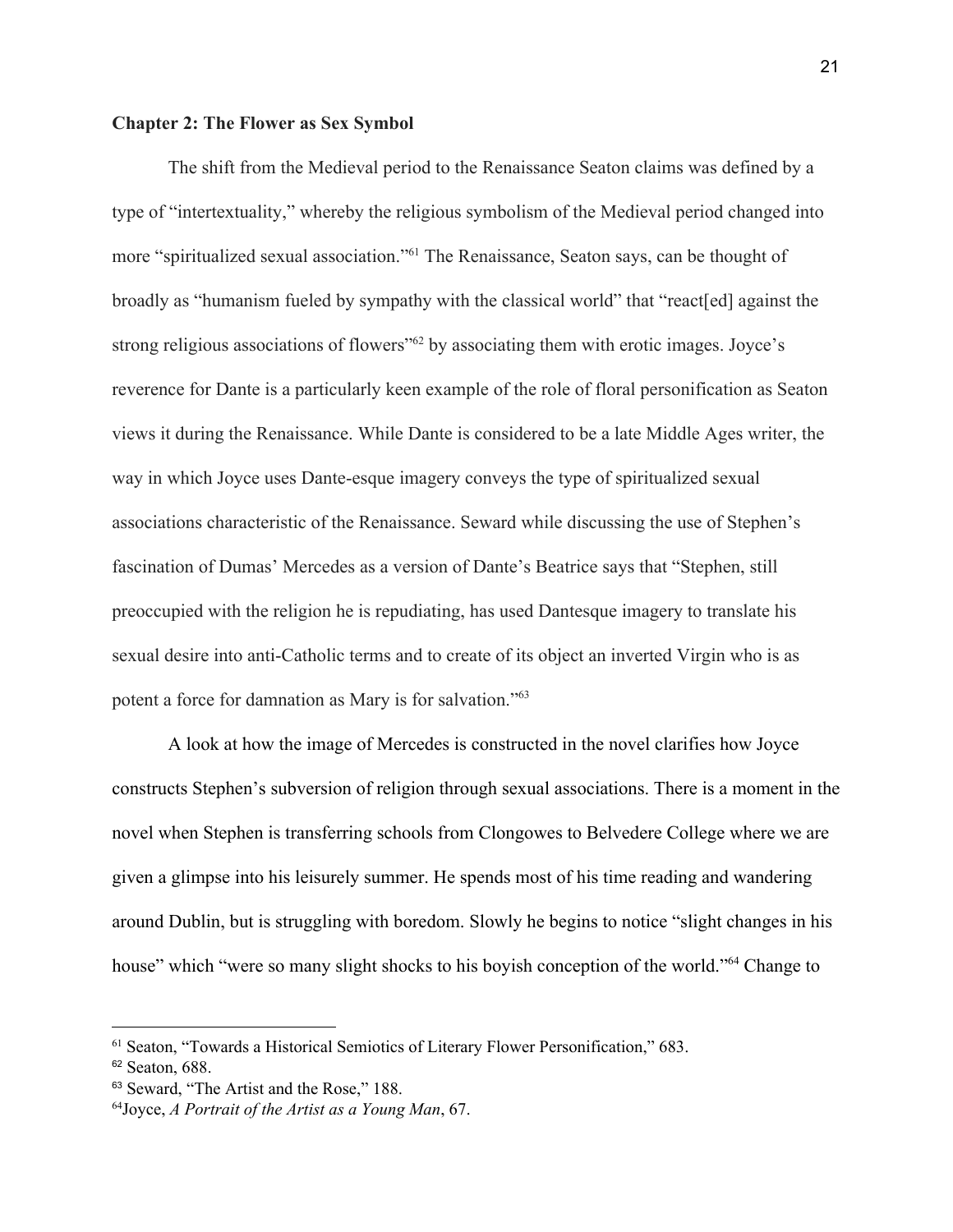**Chapter 2: The Flower as Sex Symbol**

The shift from the Medieval period to the Renaissance Seaton claims was defined by a type of "intertextuality," whereby the religious symbolism of the Medieval period changed into more "spiritualized sexual association."[61] The Renaissance, Seaton says, can be thought of broadly as "humanism fueled by sympathy with the classical world" that "react[ed] against the strong religious associations of flowers"[62] by associating them with erotic images. Joyce's reverence for Dante is a particularly keen example of the role of floral personification as Seaton views it during the Renaissance. While Dante is considered to be a late Middle Ages writer, the way in which Joyce uses Dante-esque imagery conveys the type of spiritualized sexual associations characteristic of the Renaissance. Seward while discussing the use of Stephen's fascination of Dumas' Mercedes as a version of Dante's Beatrice says that "Stephen, still preoccupied with the religion he is repudiating, has used Dantesque imagery to translate his sexual desire into anti-Catholic terms and to create of its object an inverted Virgin who is as potent a force for damnation as Mary is for salvation."[63]

A look at how the image of Mercedes is constructed in the novel clarifies how Joyce constructs Stephen's subversion of religion through sexual associations. There is a moment in the novel when Stephen is transferring schools from Clongowes to Belvedere College where we are given a glimpse into his leisurely summer. He spends most of his time reading and wandering around Dublin, but is struggling with boredom. Slowly he begins to notice "slight changes in his house" which "were so many slight shocks to his boyish conception of the world."[64] Change to

---

[61] Seaton, "Towards a Historical Semiotics of Literary Flower Personification," 683.

[62] Seaton, 688.

[63] Seward, "The Artist and the Rose," 188.

[64] Joyce, *A Portrait of the Artist as a Young Man*, 67.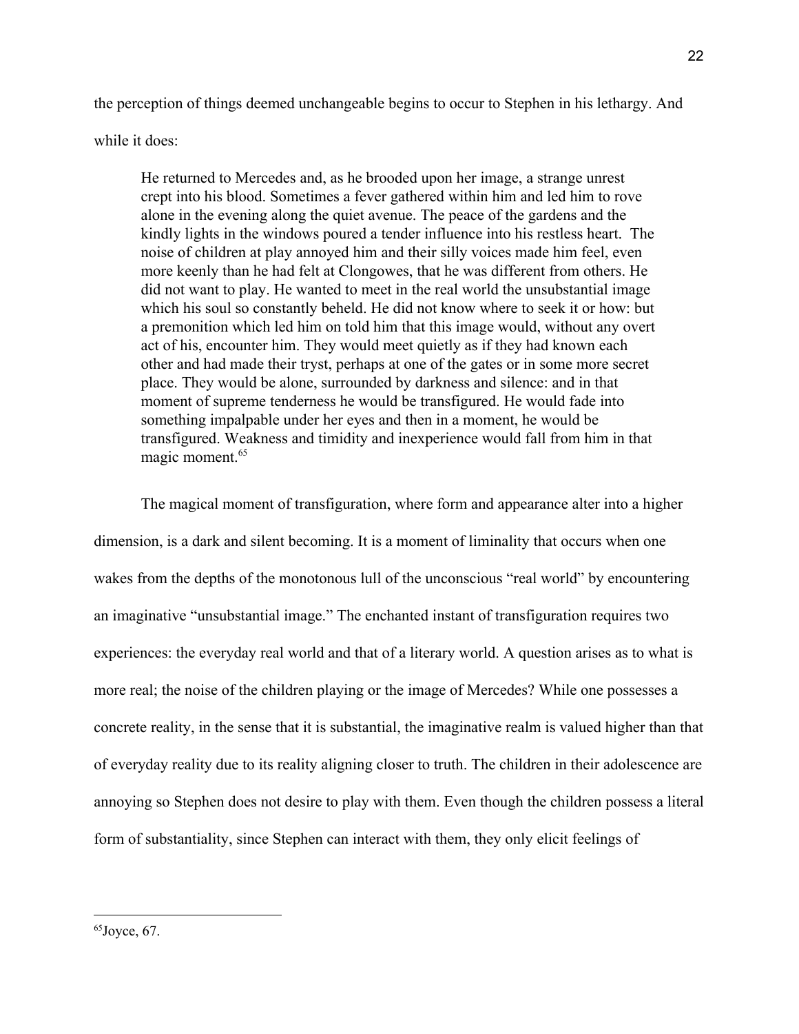the perception of things deemed unchangeable begins to occur to Stephen in his lethargy. And while it does:

> He returned to Mercedes and, as he brooded upon her image, a strange unrest crept into his blood. Sometimes a fever gathered within him and led him to rove alone in the evening along the quiet avenue. The peace of the gardens and the kindly lights in the windows poured a tender influence into his restless heart. The noise of children at play annoyed him and their silly voices made him feel, even more keenly than he had felt at Clongowes, that he was different from others. He did not want to play. He wanted to meet in the real world the unsubstantial image which his soul so constantly beheld. He did not know where to seek it or how: but a premonition which led him on told him that this image would, without any overt act of his, encounter him. They would meet quietly as if they had known each other and had made their tryst, perhaps at one of the gates or in some more secret place. They would be alone, surrounded by darkness and silence: and in that moment of supreme tenderness he would be transfigured. He would fade into something impalpable under her eyes and then in a moment, he would be transfigured. Weakness and timidity and inexperience would fall from him in that magic moment.[65]

The magical moment of transfiguration, where form and appearance alter into a higher dimension, is a dark and silent becoming. It is a moment of liminality that occurs when one wakes from the depths of the monotonous lull of the unconscious "real world" by encountering an imaginative "unsubstantial image." The enchanted instant of transfiguration requires two experiences: the everyday real world and that of a literary world. A question arises as to what is more real; the noise of the children playing or the image of Mercedes? While one possesses a concrete reality, in the sense that it is substantial, the imaginative realm is valued higher than that of everyday reality due to its reality aligning closer to truth. The children in their adolescence are annoying so Stephen does not desire to play with them. Even though the children possess a literal form of substantiality, since Stephen can interact with them, they only elicit feelings of

---

[65] Joyce, 67.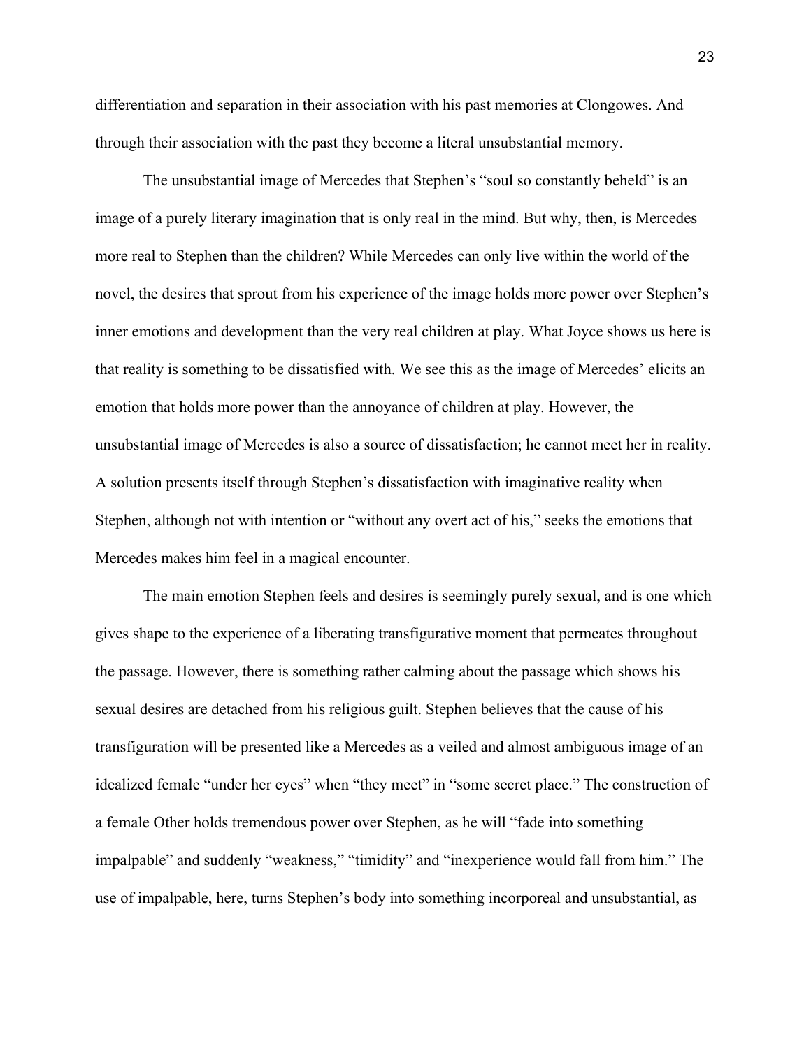differentiation and separation in their association with his past memories at Clongowes. And through their association with the past they become a literal unsubstantial memory.

The unsubstantial image of Mercedes that Stephen's "soul so constantly beheld" is an image of a purely literary imagination that is only real in the mind. But why, then, is Mercedes more real to Stephen than the children? While Mercedes can only live within the world of the novel, the desires that sprout from his experience of the image holds more power over Stephen's inner emotions and development than the very real children at play. What Joyce shows us here is that reality is something to be dissatisfied with. We see this as the image of Mercedes' elicits an emotion that holds more power than the annoyance of children at play. However, the unsubstantial image of Mercedes is also a source of dissatisfaction; he cannot meet her in reality. A solution presents itself through Stephen's dissatisfaction with imaginative reality when Stephen, although not with intention or "without any overt act of his," seeks the emotions that Mercedes makes him feel in a magical encounter.

The main emotion Stephen feels and desires is seemingly purely sexual, and is one which gives shape to the experience of a liberating transfigurative moment that permeates throughout the passage. However, there is something rather calming about the passage which shows his sexual desires are detached from his religious guilt. Stephen believes that the cause of his transfiguration will be presented like a Mercedes as a veiled and almost ambiguous image of an idealized female "under her eyes" when "they meet" in "some secret place." The construction of a female Other holds tremendous power over Stephen, as he will "fade into something impalpable" and suddenly "weakness," "timidity" and "inexperience would fall from him." The use of impalpable, here, turns Stephen's body into something incorporeal and unsubstantial, as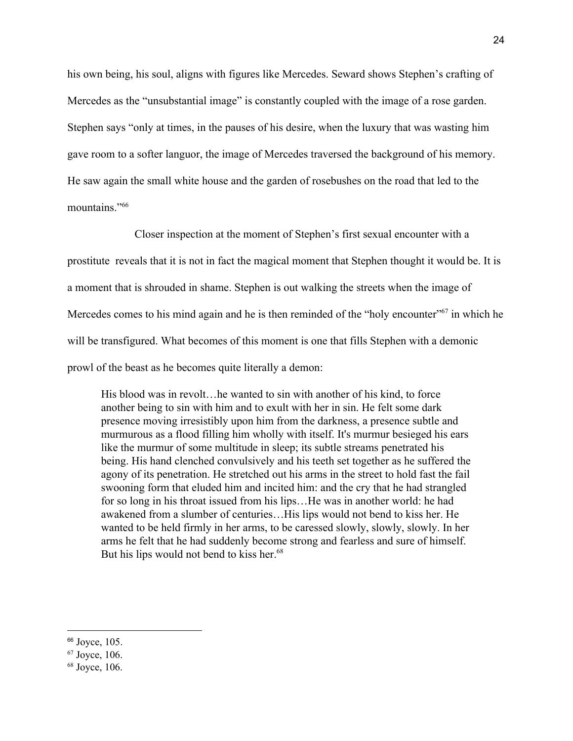his own being, his soul, aligns with figures like Mercedes. Seward shows Stephen's crafting of Mercedes as the "unsubstantial image" is constantly coupled with the image of a rose garden. Stephen says "only at times, in the pauses of his desire, when the luxury that was wasting him gave room to a softer languor, the image of Mercedes traversed the background of his memory. He saw again the small white house and the garden of rosebushes on the road that led to the mountains."[66]

Closer inspection at the moment of Stephen's first sexual encounter with a prostitute  reveals that it is not in fact the magical moment that Stephen thought it would be. It is a moment that is shrouded in shame. Stephen is out walking the streets when the image of Mercedes comes to his mind again and he is then reminded of the "holy encounter"[67] in which he will be transfigured. What becomes of this moment is one that fills Stephen with a demonic prowl of the beast as he becomes quite literally a demon:

> His blood was in revolt…he wanted to sin with another of his kind, to force another being to sin with him and to exult with her in sin. He felt some dark presence moving irresistibly upon him from the darkness, a presence subtle and murmurous as a flood filling him wholly with itself. It's murmur besieged his ears like the murmur of some multitude in sleep; its subtle streams penetrated his being. His hand clenched convulsively and his teeth set together as he suffered the agony of its penetration. He stretched out his arms in the street to hold fast the fail swooning form that eluded him and incited him: and the cry that he had strangled for so long in his throat issued from his lips…He was in another world: he had awakened from a slumber of centuries…His lips would not bend to kiss her. He wanted to be held firmly in her arms, to be caressed slowly, slowly, slowly. In her arms he felt that he had suddenly become strong and fearless and sure of himself. But his lips would not bend to kiss her.[68]

---

[66] Joyce, 105.

[67] Joyce, 106.

[68] Joyce, 106.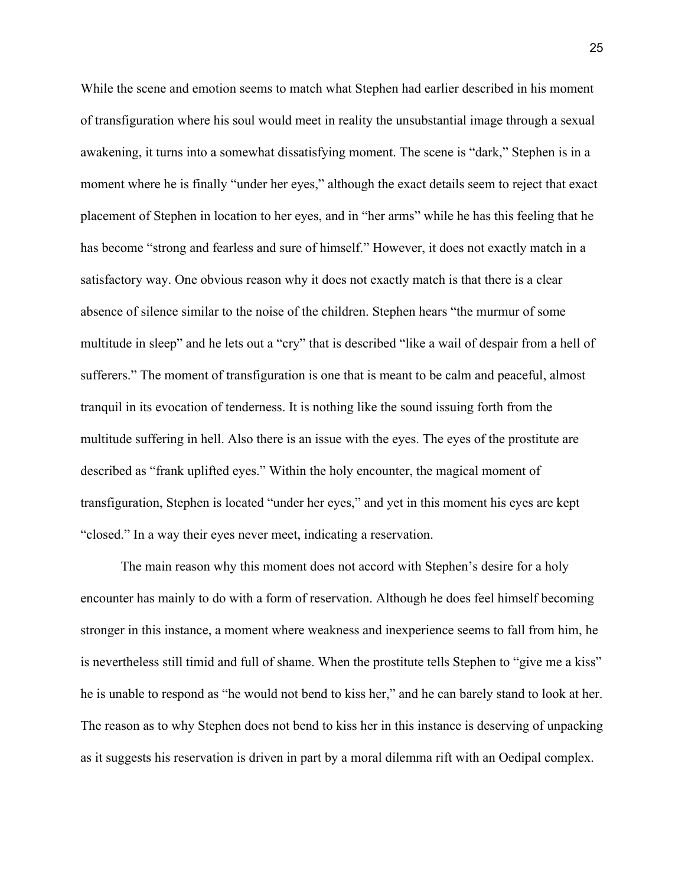While the scene and emotion seems to match what Stephen had earlier described in his moment of transfiguration where his soul would meet in reality the unsubstantial image through a sexual awakening, it turns into a somewhat dissatisfying moment. The scene is "dark," Stephen is in a moment where he is finally "under her eyes," although the exact details seem to reject that exact placement of Stephen in location to her eyes, and in "her arms" while he has this feeling that he has become "strong and fearless and sure of himself." However, it does not exactly match in a satisfactory way. One obvious reason why it does not exactly match is that there is a clear absence of silence similar to the noise of the children. Stephen hears "the murmur of some multitude in sleep" and he lets out a "cry" that is described "like a wail of despair from a hell of sufferers." The moment of transfiguration is one that is meant to be calm and peaceful, almost tranquil in its evocation of tenderness. It is nothing like the sound issuing forth from the multitude suffering in hell. Also there is an issue with the eyes. The eyes of the prostitute are described as "frank uplifted eyes." Within the holy encounter, the magical moment of transfiguration, Stephen is located "under her eyes," and yet in this moment his eyes are kept "closed." In a way their eyes never meet, indicating a reservation.

The main reason why this moment does not accord with Stephen's desire for a holy encounter has mainly to do with a form of reservation. Although he does feel himself becoming stronger in this instance, a moment where weakness and inexperience seems to fall from him, he is nevertheless still timid and full of shame. When the prostitute tells Stephen to "give me a kiss" he is unable to respond as "he would not bend to kiss her," and he can barely stand to look at her. The reason as to why Stephen does not bend to kiss her in this instance is deserving of unpacking as it suggests his reservation is driven in part by a moral dilemma rift with an Oedipal complex.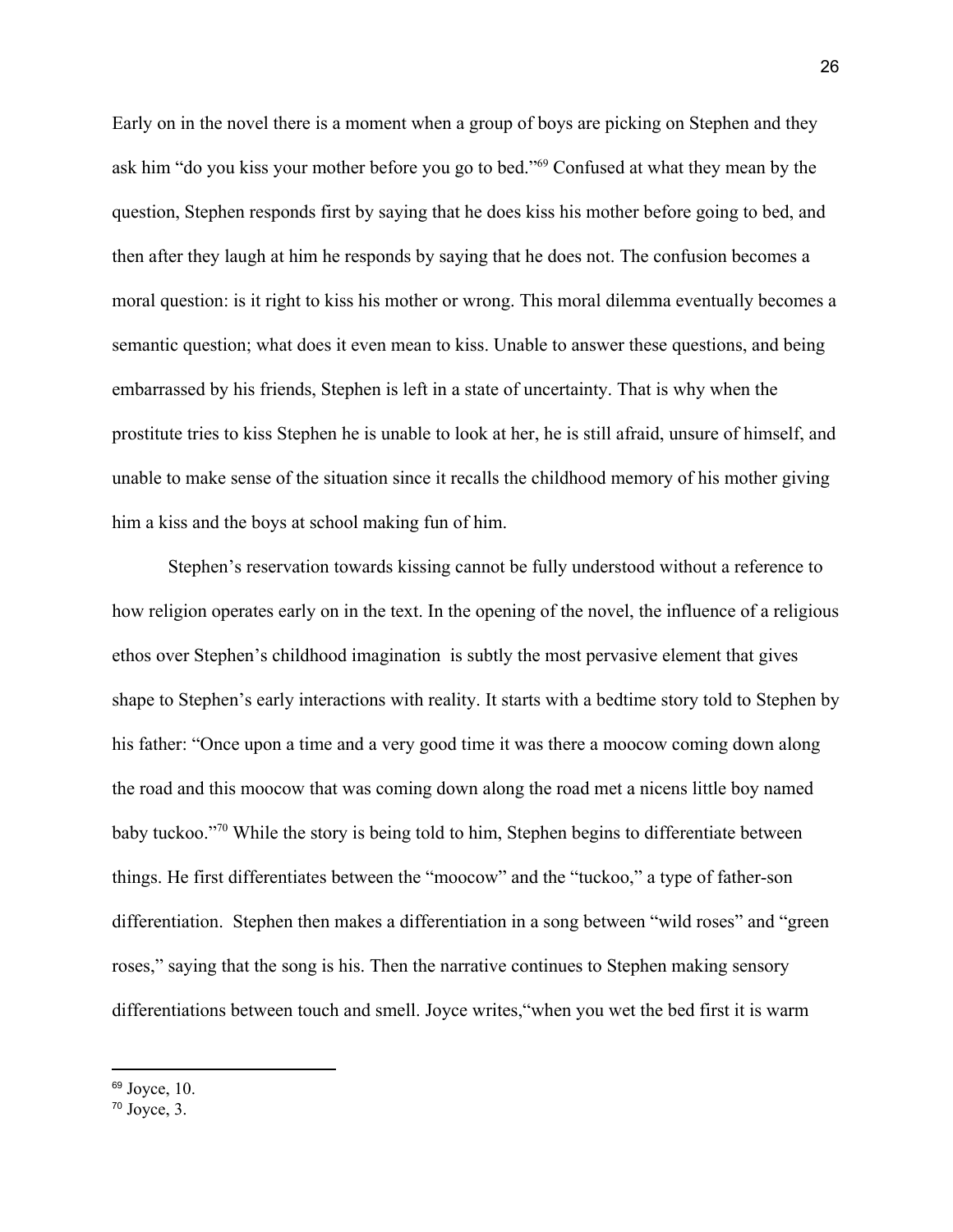Early on in the novel there is a moment when a group of boys are picking on Stephen and they ask him "do you kiss your mother before you go to bed."[69] Confused at what they mean by the question, Stephen responds first by saying that he does kiss his mother before going to bed, and then after they laugh at him he responds by saying that he does not. The confusion becomes a moral question: is it right to kiss his mother or wrong. This moral dilemma eventually becomes a semantic question; what does it even mean to kiss. Unable to answer these questions, and being embarrassed by his friends, Stephen is left in a state of uncertainty. That is why when the prostitute tries to kiss Stephen he is unable to look at her, he is still afraid, unsure of himself, and unable to make sense of the situation since it recalls the childhood memory of his mother giving him a kiss and the boys at school making fun of him.

Stephen's reservation towards kissing cannot be fully understood without a reference to how religion operates early on in the text. In the opening of the novel, the influence of a religious ethos over Stephen's childhood imagination  is subtly the most pervasive element that gives shape to Stephen's early interactions with reality. It starts with a bedtime story told to Stephen by his father: "Once upon a time and a very good time it was there a moocow coming down along the road and this moocow that was coming down along the road met a nicens little boy named baby tuckoo."[70] While the story is being told to him, Stephen begins to differentiate between things. He first differentiates between the "moocow" and the "tuckoo," a type of father-son differentiation.  Stephen then makes a differentiation in a song between "wild roses" and "green roses," saying that the song is his. Then the narrative continues to Stephen making sensory differentiations between touch and smell. Joyce writes,"when you wet the bed first it is warm

---

[69] Joyce, 10.

[70] Joyce, 3.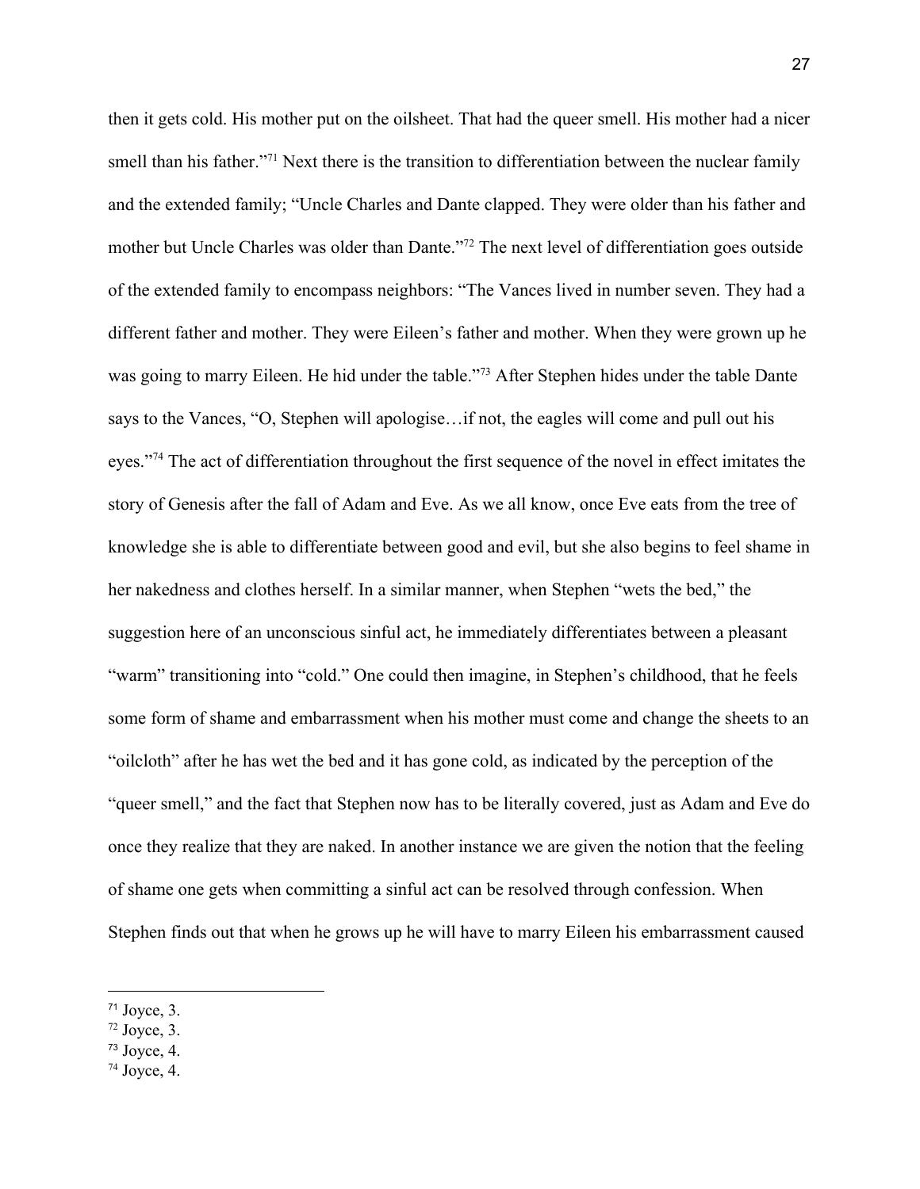then it gets cold. His mother put on the oilsheet. That had the queer smell. His mother had a nicer smell than his father."[71] Next there is the transition to differentiation between the nuclear family and the extended family; "Uncle Charles and Dante clapped. They were older than his father and mother but Uncle Charles was older than Dante."[72] The next level of differentiation goes outside of the extended family to encompass neighbors: "The Vances lived in number seven. They had a different father and mother. They were Eileen's father and mother. When they were grown up he was going to marry Eileen. He hid under the table."[73] After Stephen hides under the table Dante says to the Vances, "O, Stephen will apologise…if not, the eagles will come and pull out his eyes."[74] The act of differentiation throughout the first sequence of the novel in effect imitates the story of Genesis after the fall of Adam and Eve. As we all know, once Eve eats from the tree of knowledge she is able to differentiate between good and evil, but she also begins to feel shame in her nakedness and clothes herself. In a similar manner, when Stephen "wets the bed," the suggestion here of an unconscious sinful act, he immediately differentiates between a pleasant "warm" transitioning into "cold." One could then imagine, in Stephen's childhood, that he feels some form of shame and embarrassment when his mother must come and change the sheets to an "oilcloth" after he has wet the bed and it has gone cold, as indicated by the perception of the "queer smell," and the fact that Stephen now has to be literally covered, just as Adam and Eve do once they realize that they are naked. In another instance we are given the notion that the feeling of shame one gets when committing a sinful act can be resolved through confession. When Stephen finds out that when he grows up he will have to marry Eileen his embarrassment caused

---

[71] Joyce, 3.
[72] Joyce, 3.
[73] Joyce, 4.
[74] Joyce, 4.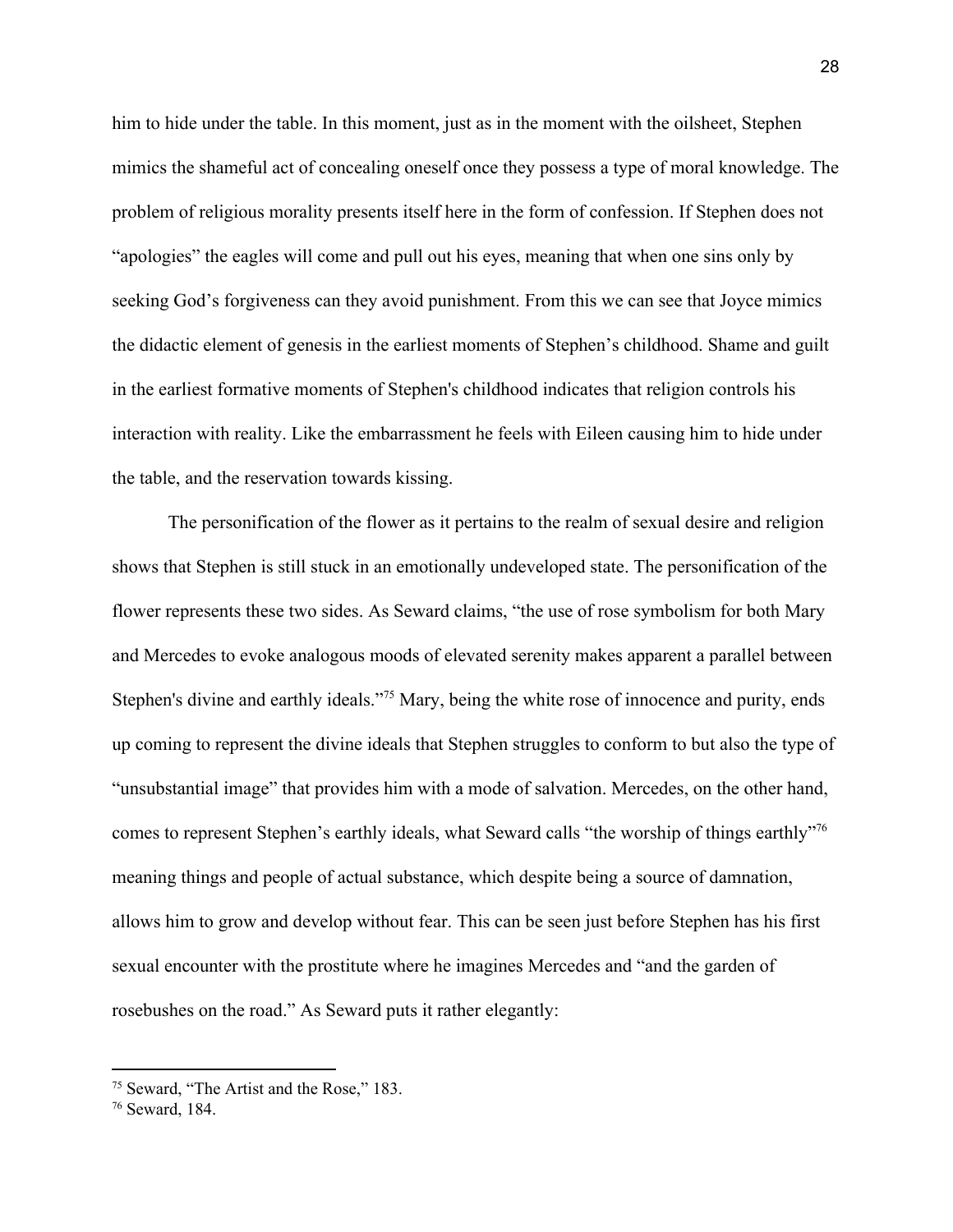him to hide under the table. In this moment, just as in the moment with the oilsheet, Stephen mimics the shameful act of concealing oneself once they possess a type of moral knowledge. The problem of religious morality presents itself here in the form of confession. If Stephen does not "apologies" the eagles will come and pull out his eyes, meaning that when one sins only by seeking God's forgiveness can they avoid punishment. From this we can see that Joyce mimics the didactic element of genesis in the earliest moments of Stephen's childhood. Shame and guilt in the earliest formative moments of Stephen's childhood indicates that religion controls his interaction with reality. Like the embarrassment he feels with Eileen causing him to hide under the table, and the reservation towards kissing.

The personification of the flower as it pertains to the realm of sexual desire and religion shows that Stephen is still stuck in an emotionally undeveloped state. The personification of the flower represents these two sides. As Seward claims, "the use of rose symbolism for both Mary and Mercedes to evoke analogous moods of elevated serenity makes apparent a parallel between Stephen's divine and earthly ideals."[75] Mary, being the white rose of innocence and purity, ends up coming to represent the divine ideals that Stephen struggles to conform to but also the type of "unsubstantial image" that provides him with a mode of salvation. Mercedes, on the other hand, comes to represent Stephen's earthly ideals, what Seward calls "the worship of things earthly"[76] meaning things and people of actual substance, which despite being a source of damnation, allows him to grow and develop without fear. This can be seen just before Stephen has his first sexual encounter with the prostitute where he imagines Mercedes and "and the garden of rosebushes on the road." As Seward puts it rather elegantly:

---

[75] Seward, "The Artist and the Rose," 183.

[76] Seward, 184.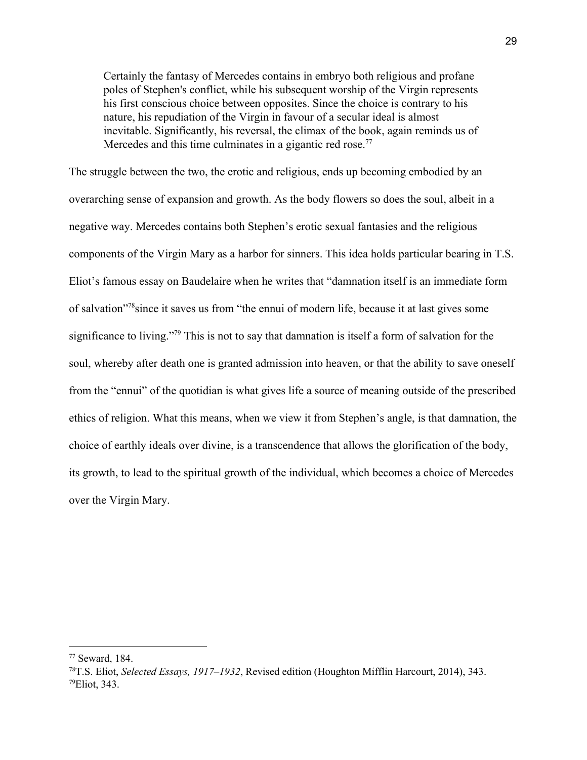> Certainly the fantasy of Mercedes contains in embryo both religious and profane poles of Stephen's conflict, while his subsequent worship of the Virgin represents his first conscious choice between opposites. Since the choice is contrary to his nature, his repudiation of the Virgin in favour of a secular ideal is almost inevitable. Significantly, his reversal, the climax of the book, again reminds us of Mercedes and this time culminates in a gigantic red rose.[77]

The struggle between the two, the erotic and religious, ends up becoming embodied by an overarching sense of expansion and growth. As the body flowers so does the soul, albeit in a negative way. Mercedes contains both Stephen's erotic sexual fantasies and the religious components of the Virgin Mary as a harbor for sinners. This idea holds particular bearing in T.S. Eliot's famous essay on Baudelaire when he writes that "damnation itself is an immediate form of salvation"[78]since it saves us from "the ennui of modern life, because it at last gives some significance to living."[79] This is not to say that damnation is itself a form of salvation for the soul, whereby after death one is granted admission into heaven, or that the ability to save oneself from the "ennui" of the quotidian is what gives life a source of meaning outside of the prescribed ethics of religion. What this means, when we view it from Stephen's angle, is that damnation, the choice of earthly ideals over divine, is a transcendence that allows the glorification of the body, its growth, to lead to the spiritual growth of the individual, which becomes a choice of Mercedes over the Virgin Mary.

---

[77] Seward, 184.

[78] T.S. Eliot, *Selected Essays, 1917–1932*, Revised edition (Houghton Mifflin Harcourt, 2014), 343.

[79] Eliot, 343.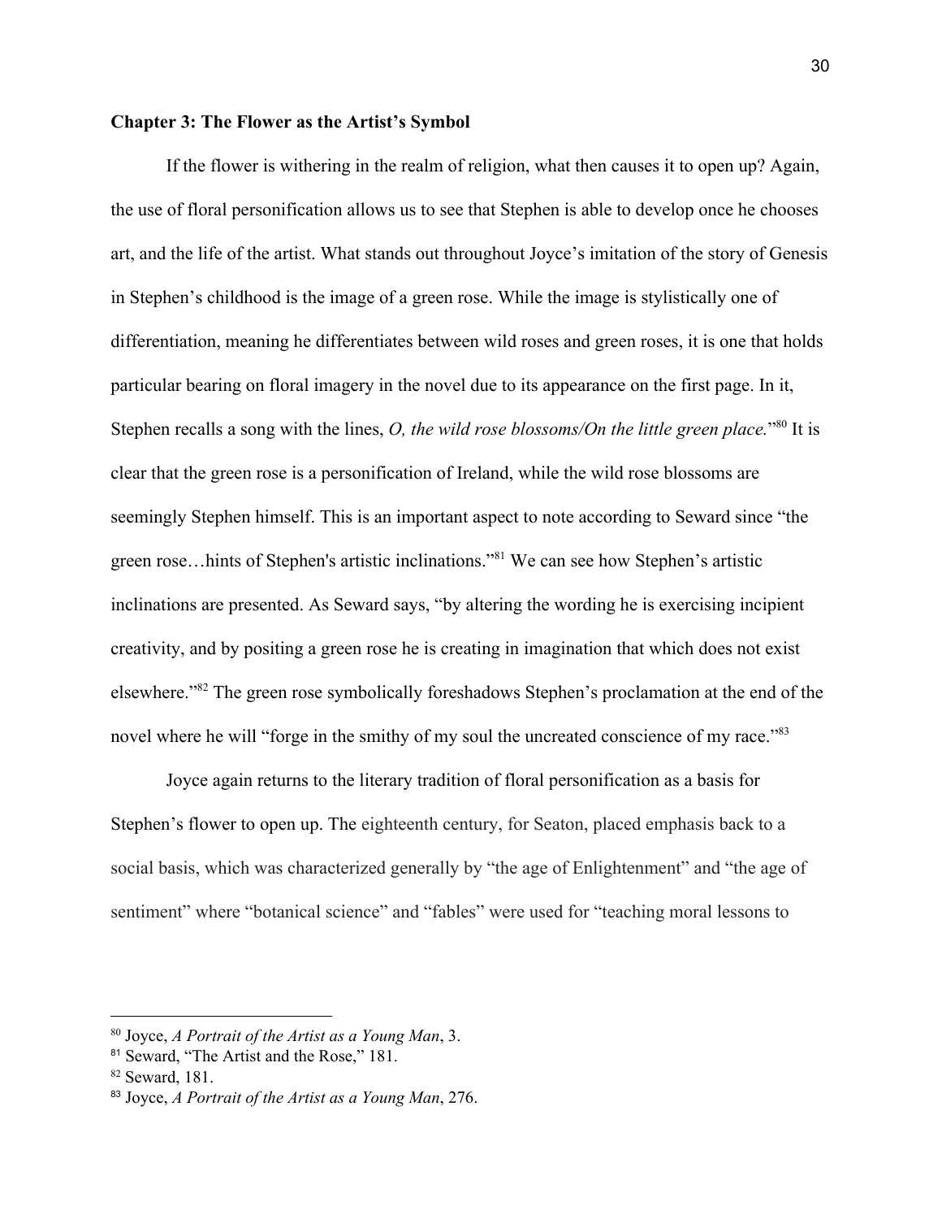## Chapter 3: The Flower as the Artist's Symbol

If the flower is withering in the realm of religion, what then causes it to open up? Again, the use of floral personification allows us to see that Stephen is able to develop once he chooses art, and the life of the artist. What stands out throughout Joyce's imitation of the story of Genesis in Stephen's childhood is the image of a green rose. While the image is stylistically one of differentiation, meaning he differentiates between wild roses and green roses, it is one that holds particular bearing on floral imagery in the novel due to its appearance on the first page. In it, Stephen recalls a song with the lines, *O, the wild rose blossoms/On the little green place.*"[80] It is clear that the green rose is a personification of Ireland, while the wild rose blossoms are seemingly Stephen himself. This is an important aspect to note according to Seward since "the green rose…hints of Stephen's artistic inclinations."[81] We can see how Stephen's artistic inclinations are presented. As Seward says, "by altering the wording he is exercising incipient creativity, and by positing a green rose he is creating in imagination that which does not exist elsewhere."[82] The green rose symbolically foreshadows Stephen's proclamation at the end of the novel where he will "forge in the smithy of my soul the uncreated conscience of my race."[83]

Joyce again returns to the literary tradition of floral personification as a basis for Stephen's flower to open up. The eighteenth century, for Seaton, placed emphasis back to a social basis, which was characterized generally by "the age of Enlightenment" and "the age of sentiment" where "botanical science" and "fables" were used for "teaching moral lessons to

---

[80] Joyce, *A Portrait of the Artist as a Young Man*, 3.

[81] Seward, "The Artist and the Rose," 181.

[82] Seward, 181.

[83] Joyce, *A Portrait of the Artist as a Young Man*, 276.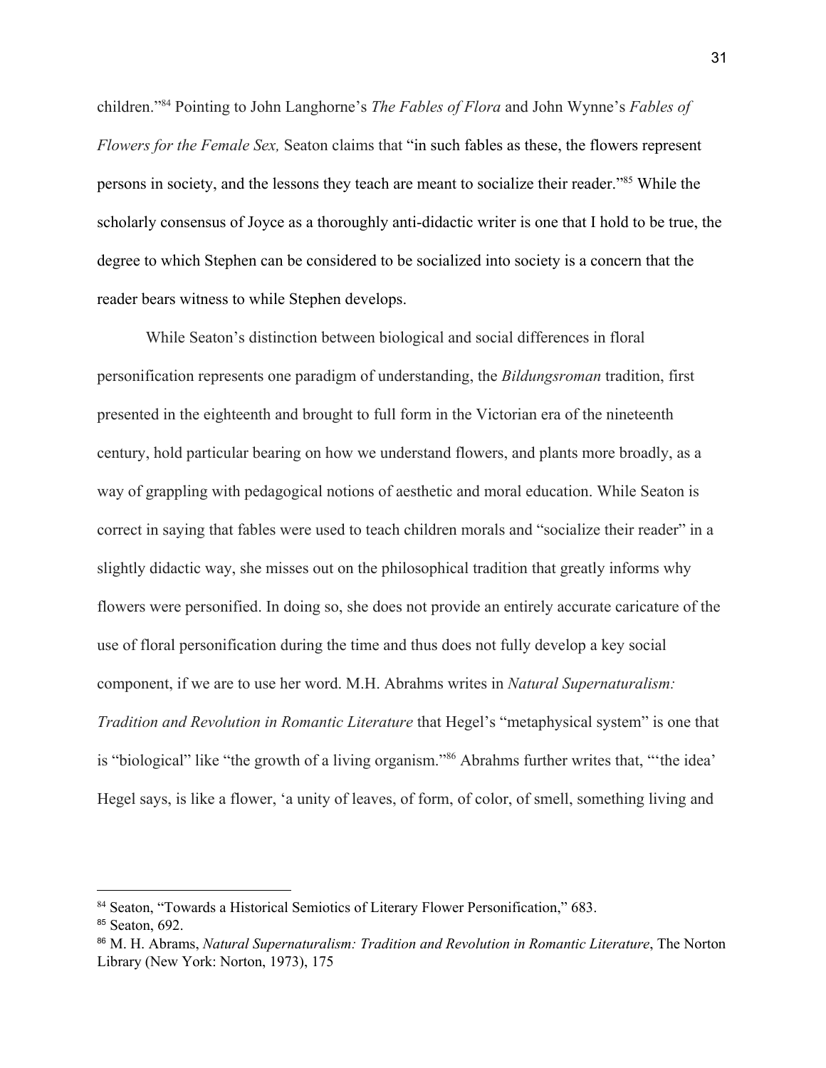children."[84] Pointing to John Langhorne's *The Fables of Flora* and John Wynne's *Fables of Flowers for the Female Sex,* Seaton claims that "in such fables as these, the flowers represent persons in society, and the lessons they teach are meant to socialize their reader."[85] While the scholarly consensus of Joyce as a thoroughly anti-didactic writer is one that I hold to be true, the degree to which Stephen can be considered to be socialized into society is a concern that the reader bears witness to while Stephen develops.

While Seaton's distinction between biological and social differences in floral personification represents one paradigm of understanding, the *Bildungsroman* tradition, first presented in the eighteenth and brought to full form in the Victorian era of the nineteenth century, hold particular bearing on how we understand flowers, and plants more broadly, as a way of grappling with pedagogical notions of aesthetic and moral education. While Seaton is correct in saying that fables were used to teach children morals and "socialize their reader" in a slightly didactic way, she misses out on the philosophical tradition that greatly informs why flowers were personified. In doing so, she does not provide an entirely accurate caricature of the use of floral personification during the time and thus does not fully develop a key social component, if we are to use her word. M.H. Abrahms writes in *Natural Supernaturalism: Tradition and Revolution in Romantic Literature* that Hegel's "metaphysical system" is one that is "biological" like "the growth of a living organism."[86] Abrahms further writes that, "'the idea' Hegel says, is like a flower, 'a unity of leaves, of form, of color, of smell, something living and

---

[84] Seaton, "Towards a Historical Semiotics of Literary Flower Personification," 683.

[85] Seaton, 692.

[86] M. H. Abrams, *Natural Supernaturalism: Tradition and Revolution in Romantic Literature*, The Norton Library (New York: Norton, 1973), 175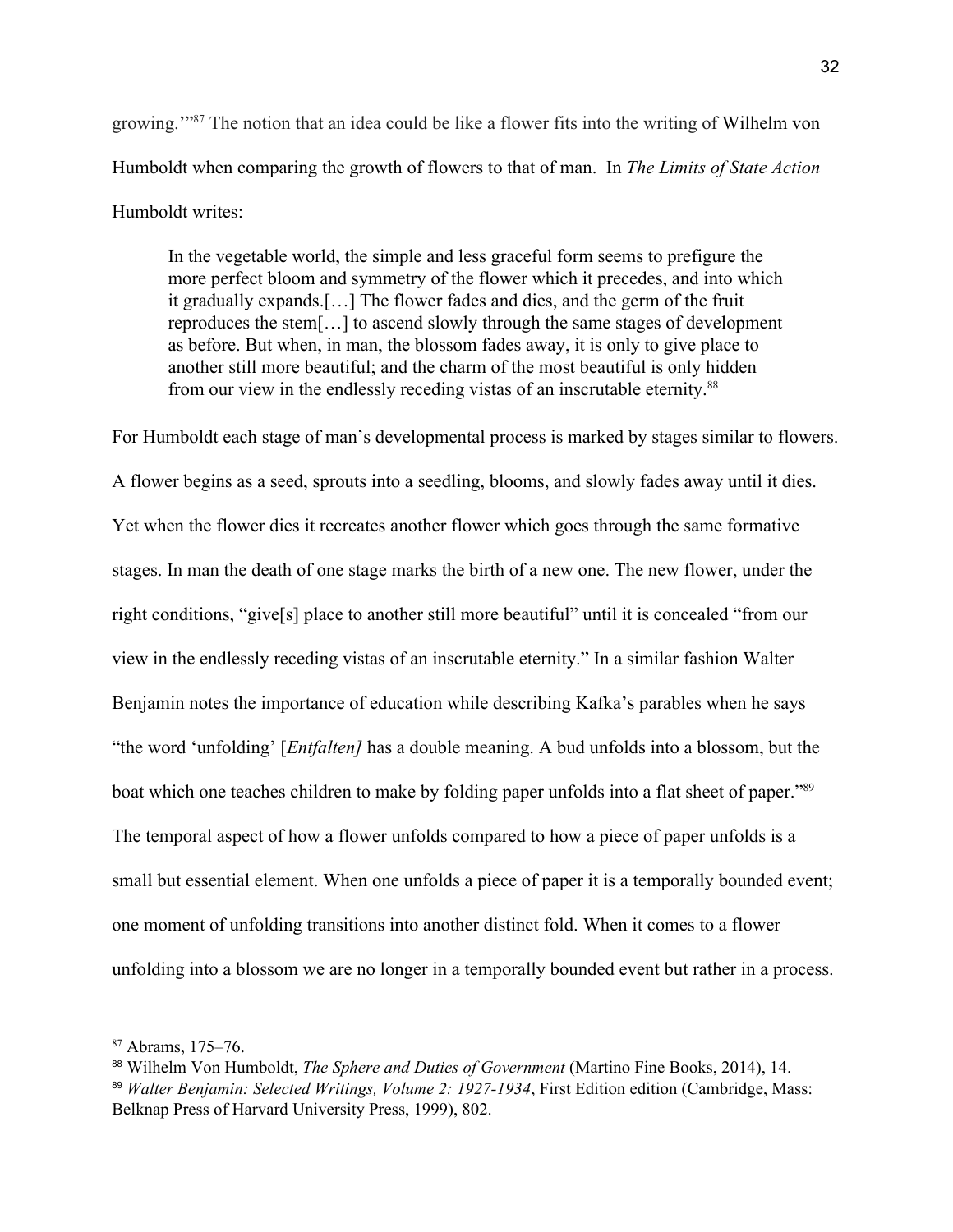growing.'"[87] The notion that an idea could be like a flower fits into the writing of Wilhelm von Humboldt when comparing the growth of flowers to that of man. In *The Limits of State Action* Humboldt writes:

> In the vegetable world, the simple and less graceful form seems to prefigure the more perfect bloom and symmetry of the flower which it precedes, and into which it gradually expands.[…] The flower fades and dies, and the germ of the fruit reproduces the stem[…] to ascend slowly through the same stages of development as before. But when, in man, the blossom fades away, it is only to give place to another still more beautiful; and the charm of the most beautiful is only hidden from our view in the endlessly receding vistas of an inscrutable eternity.[88]

For Humboldt each stage of man's developmental process is marked by stages similar to flowers. A flower begins as a seed, sprouts into a seedling, blooms, and slowly fades away until it dies. Yet when the flower dies it recreates another flower which goes through the same formative stages. In man the death of one stage marks the birth of a new one. The new flower, under the right conditions, "give[s] place to another still more beautiful" until it is concealed "from our view in the endlessly receding vistas of an inscrutable eternity." In a similar fashion Walter Benjamin notes the importance of education while describing Kafka's parables when he says "the word 'unfolding' [*Entfalten]* has a double meaning. A bud unfolds into a blossom, but the boat which one teaches children to make by folding paper unfolds into a flat sheet of paper."[89] The temporal aspect of how a flower unfolds compared to how a piece of paper unfolds is a small but essential element. When one unfolds a piece of paper it is a temporally bounded event; one moment of unfolding transitions into another distinct fold. When it comes to a flower unfolding into a blossom we are no longer in a temporally bounded event but rather in a process.

---

[87] Abrams, 175–76.

[88] Wilhelm Von Humboldt, *The Sphere and Duties of Government* (Martino Fine Books, 2014), 14.

[89] *Walter Benjamin: Selected Writings, Volume 2: 1927-1934*, First Edition edition (Cambridge, Mass: Belknap Press of Harvard University Press, 1999), 802.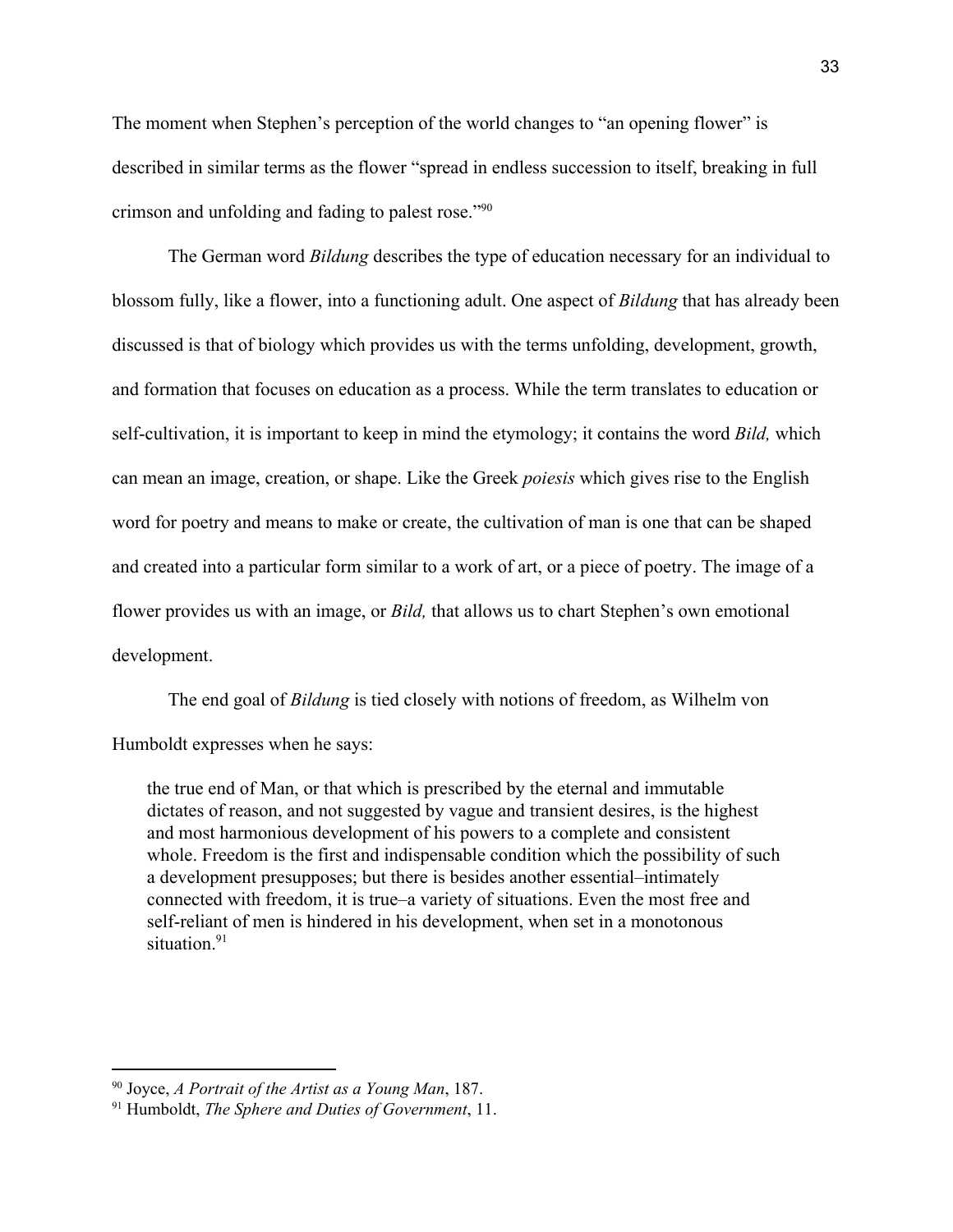The moment when Stephen's perception of the world changes to "an opening flower" is described in similar terms as the flower "spread in endless succession to itself, breaking in full crimson and unfolding and fading to palest rose."[90]

The German word *Bildung* describes the type of education necessary for an individual to blossom fully, like a flower, into a functioning adult. One aspect of *Bildung* that has already been discussed is that of biology which provides us with the terms unfolding, development, growth, and formation that focuses on education as a process. While the term translates to education or self-cultivation, it is important to keep in mind the etymology; it contains the word *Bild,* which can mean an image, creation, or shape. Like the Greek *poiesis* which gives rise to the English word for poetry and means to make or create, the cultivation of man is one that can be shaped and created into a particular form similar to a work of art, or a piece of poetry. The image of a flower provides us with an image, or *Bild,* that allows us to chart Stephen's own emotional development.

The end goal of *Bildung* is tied closely with notions of freedom, as Wilhelm von Humboldt expresses when he says:

> the true end of Man, or that which is prescribed by the eternal and immutable dictates of reason, and not suggested by vague and transient desires, is the highest and most harmonious development of his powers to a complete and consistent whole. Freedom is the first and indispensable condition which the possibility of such a development presupposes; but there is besides another essential–intimately connected with freedom, it is true–a variety of situations. Even the most free and self-reliant of men is hindered in his development, when set in a monotonous situation.[91]

---

[90] Joyce, *A Portrait of the Artist as a Young Man*, 187.

[91] Humboldt, *The Sphere and Duties of Government*, 11.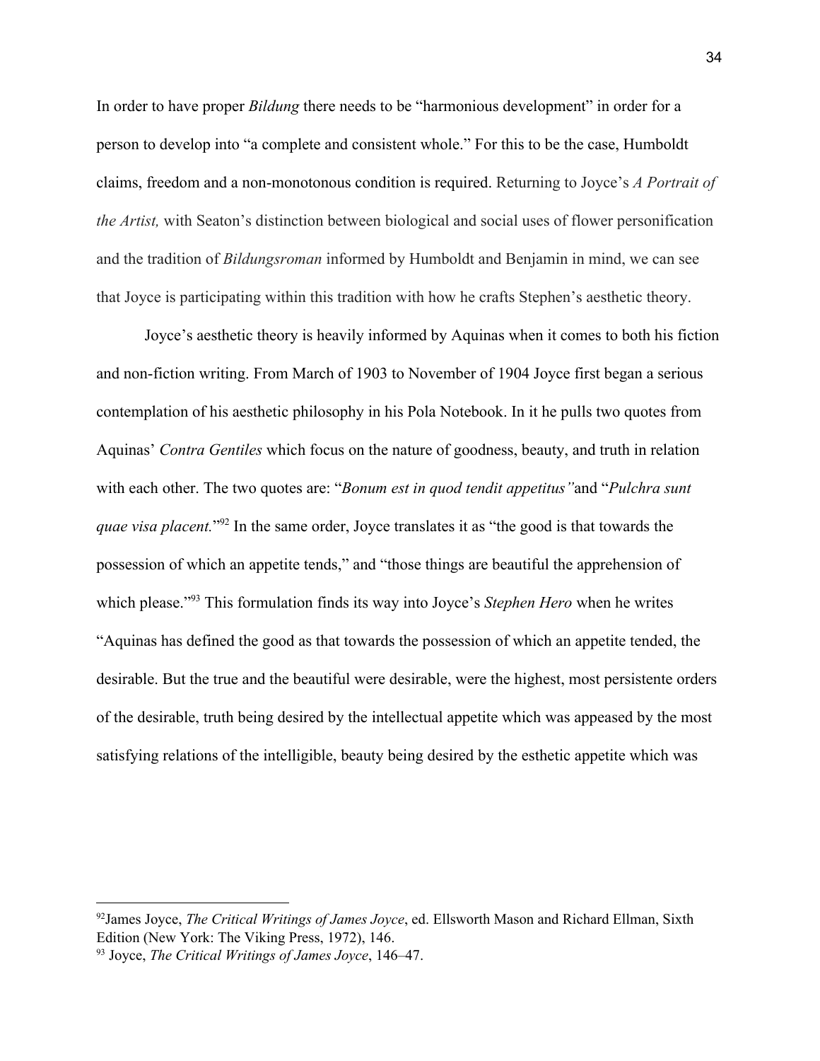In order to have proper *Bildung* there needs to be "harmonious development" in order for a person to develop into "a complete and consistent whole." For this to be the case, Humboldt claims, freedom and a non-monotonous condition is required. Returning to Joyce's *A Portrait of the Artist,* with Seaton's distinction between biological and social uses of flower personification and the tradition of *Bildungsroman* informed by Humboldt and Benjamin in mind, we can see that Joyce is participating within this tradition with how he crafts Stephen's aesthetic theory.

Joyce's aesthetic theory is heavily informed by Aquinas when it comes to both his fiction and non-fiction writing. From March of 1903 to November of 1904 Joyce first began a serious contemplation of his aesthetic philosophy in his Pola Notebook. In it he pulls two quotes from Aquinas' *Contra Gentiles* which focus on the nature of goodness, beauty, and truth in relation with each other. The two quotes are: "*Bonum est in quod tendit appetitus"* and "*Pulchra sunt quae visa placent.*"[92] In the same order, Joyce translates it as "the good is that towards the possession of which an appetite tends," and "those things are beautiful the apprehension of which please."[93] This formulation finds its way into Joyce's *Stephen Hero* when he writes "Aquinas has defined the good as that towards the possession of which an appetite tended, the desirable. But the true and the beautiful were desirable, were the highest, most persistente orders of the desirable, truth being desired by the intellectual appetite which was appeased by the most satisfying relations of the intelligible, beauty being desired by the esthetic appetite which was

---

[92] James Joyce, *The Critical Writings of James Joyce*, ed. Ellsworth Mason and Richard Ellman, Sixth Edition (New York: The Viking Press, 1972), 146.

[93] Joyce, *The Critical Writings of James Joyce*, 146–47.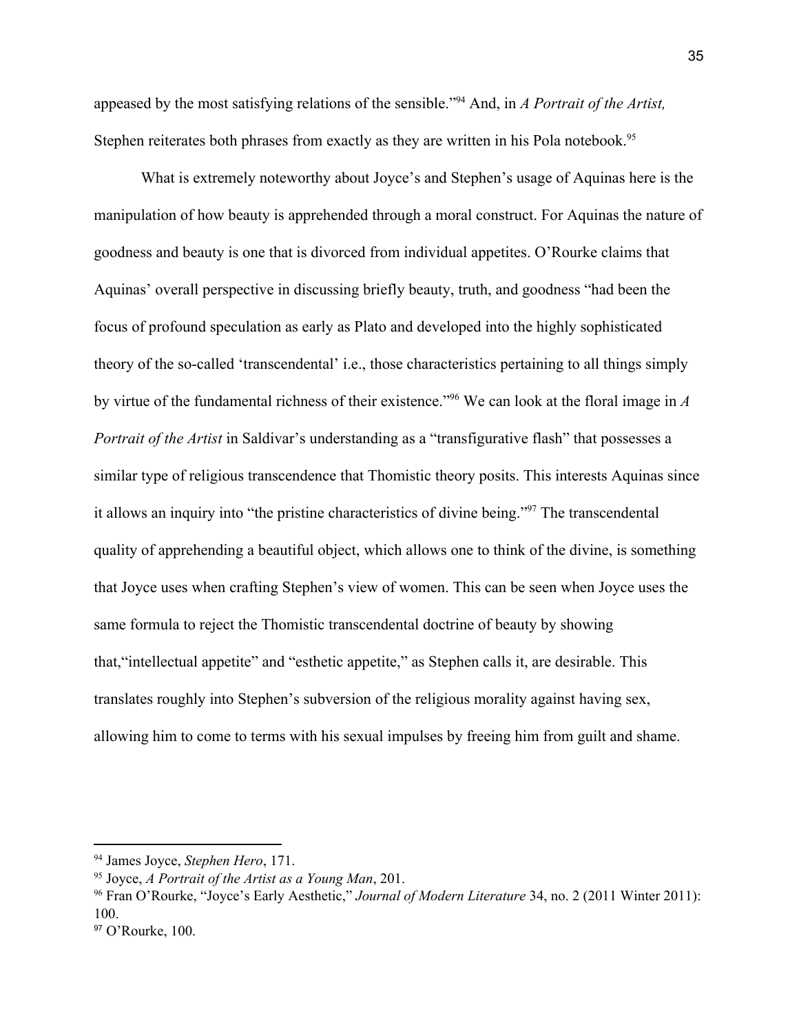appeased by the most satisfying relations of the sensible."[94] And, in *A Portrait of the Artist,* Stephen reiterates both phrases from exactly as they are written in his Pola notebook.[95]

What is extremely noteworthy about Joyce's and Stephen's usage of Aquinas here is the manipulation of how beauty is apprehended through a moral construct. For Aquinas the nature of goodness and beauty is one that is divorced from individual appetites. O'Rourke claims that Aquinas' overall perspective in discussing briefly beauty, truth, and goodness "had been the focus of profound speculation as early as Plato and developed into the highly sophisticated theory of the so-called 'transcendental' i.e., those characteristics pertaining to all things simply by virtue of the fundamental richness of their existence."[96] We can look at the floral image in *A Portrait of the Artist* in Saldivar's understanding as a "transfigurative flash" that possesses a similar type of religious transcendence that Thomistic theory posits. This interests Aquinas since it allows an inquiry into "the pristine characteristics of divine being."[97] The transcendental quality of apprehending a beautiful object, which allows one to think of the divine, is something that Joyce uses when crafting Stephen's view of women. This can be seen when Joyce uses the same formula to reject the Thomistic transcendental doctrine of beauty by showing that,"intellectual appetite" and "esthetic appetite," as Stephen calls it, are desirable. This translates roughly into Stephen's subversion of the religious morality against having sex, allowing him to come to terms with his sexual impulses by freeing him from guilt and shame.

---

[94] James Joyce, *Stephen Hero*, 171.

[95] Joyce, *A Portrait of the Artist as a Young Man*, 201.

[96] Fran O'Rourke, "Joyce's Early Aesthetic," *Journal of Modern Literature* 34, no. 2 (2011 Winter 2011): 100.

[97] O'Rourke, 100.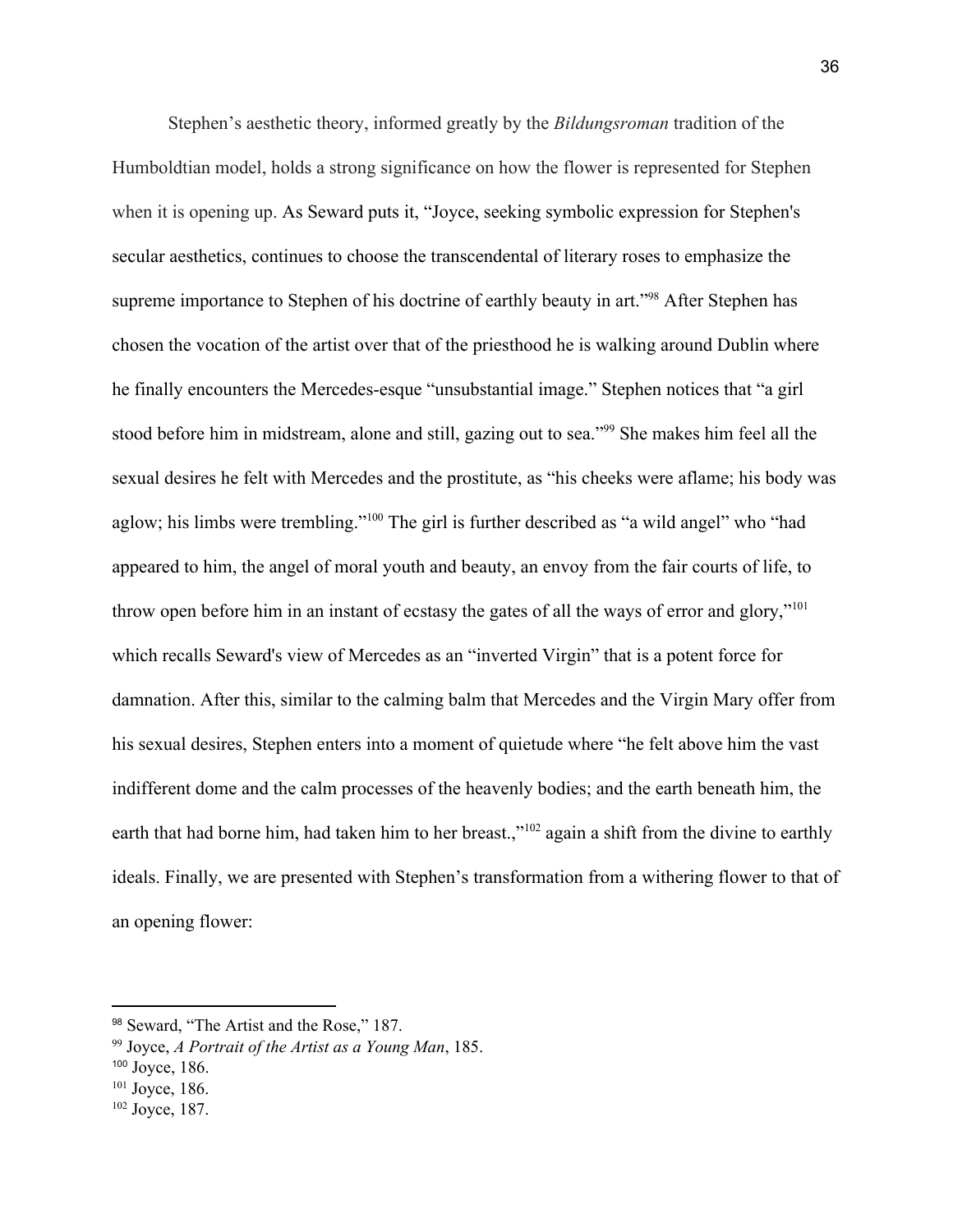Stephen's aesthetic theory, informed greatly by the *Bildungsroman* tradition of the Humboldtian model, holds a strong significance on how the flower is represented for Stephen when it is opening up. As Seward puts it, "Joyce, seeking symbolic expression for Stephen's secular aesthetics, continues to choose the transcendental of literary roses to emphasize the supreme importance to Stephen of his doctrine of earthly beauty in art."[98] After Stephen has chosen the vocation of the artist over that of the priesthood he is walking around Dublin where he finally encounters the Mercedes-esque "unsubstantial image." Stephen notices that "a girl stood before him in midstream, alone and still, gazing out to sea."[99] She makes him feel all the sexual desires he felt with Mercedes and the prostitute, as "his cheeks were aflame; his body was aglow; his limbs were trembling."[100] The girl is further described as "a wild angel" who "had appeared to him, the angel of moral youth and beauty, an envoy from the fair courts of life, to throw open before him in an instant of ecstasy the gates of all the ways of error and glory,"[101] which recalls Seward's view of Mercedes as an "inverted Virgin" that is a potent force for damnation. After this, similar to the calming balm that Mercedes and the Virgin Mary offer from his sexual desires, Stephen enters into a moment of quietude where "he felt above him the vast indifferent dome and the calm processes of the heavenly bodies; and the earth beneath him, the earth that had borne him, had taken him to her breast.,"[102] again a shift from the divine to earthly ideals. Finally, we are presented with Stephen's transformation from a withering flower to that of an opening flower:

---

[98] Seward, "The Artist and the Rose," 187.

[99] Joyce, *A Portrait of the Artist as a Young Man*, 185.

[100] Joyce, 186.

[101] Joyce, 186.

[102] Joyce, 187.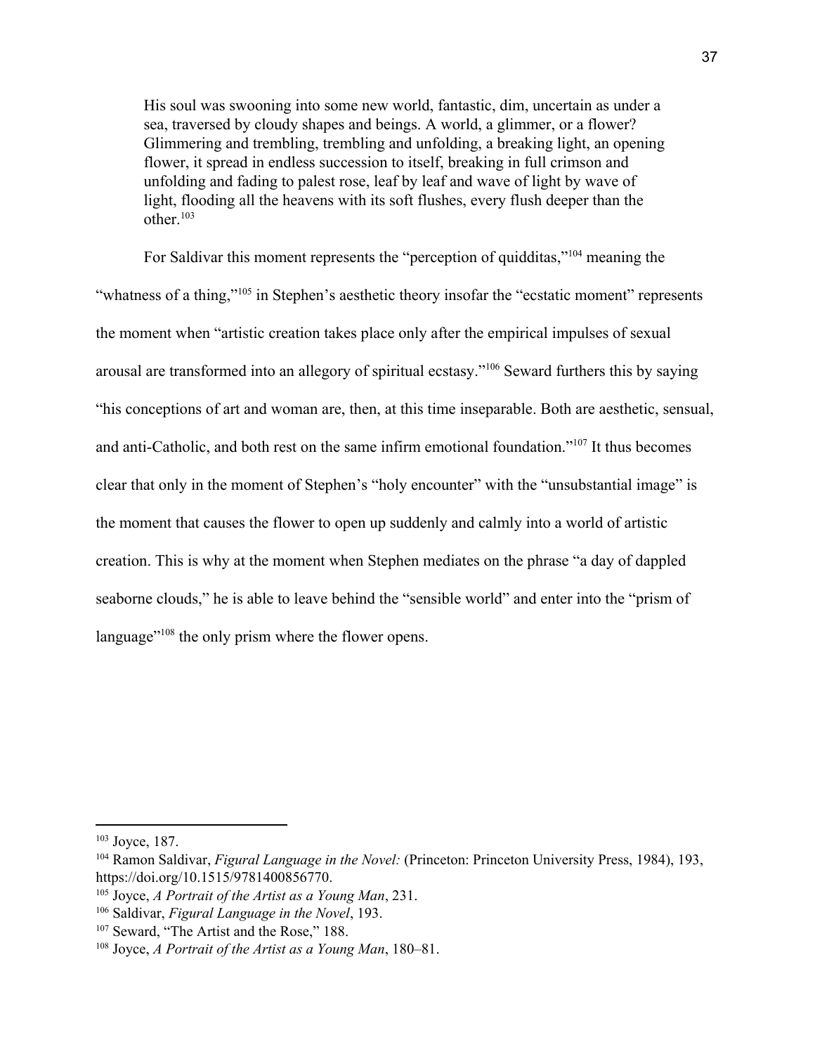> His soul was swooning into some new world, fantastic, dim, uncertain as under a sea, traversed by cloudy shapes and beings. A world, a glimmer, or a flower? Glimmering and trembling, trembling and unfolding, a breaking light, an opening flower, it spread in endless succession to itself, breaking in full crimson and unfolding and fading to palest rose, leaf by leaf and wave of light by wave of light, flooding all the heavens with its soft flushes, every flush deeper than the other.[103]

For Saldivar this moment represents the "perception of quidditas,"[104] meaning the "whatness of a thing,"[105] in Stephen's aesthetic theory insofar the "ecstatic moment" represents the moment when "artistic creation takes place only after the empirical impulses of sexual arousal are transformed into an allegory of spiritual ecstasy."[106] Seward furthers this by saying "his conceptions of art and woman are, then, at this time inseparable. Both are aesthetic, sensual, and anti-Catholic, and both rest on the same infirm emotional foundation."[107] It thus becomes clear that only in the moment of Stephen's "holy encounter" with the "unsubstantial image" is the moment that causes the flower to open up suddenly and calmly into a world of artistic creation. This is why at the moment when Stephen mediates on the phrase "a day of dappled seaborne clouds," he is able to leave behind the "sensible world" and enter into the "prism of language"[108] the only prism where the flower opens.

---

[103] Joyce, 187.

[104] Ramon Saldivar, *Figural Language in the Novel:* (Princeton: Princeton University Press, 1984), 193, https://doi.org/10.1515/9781400856770.

[105] Joyce, *A Portrait of the Artist as a Young Man*, 231.

[106] Saldivar, *Figural Language in the Novel*, 193.

[107] Seward, "The Artist and the Rose," 188.

[108] Joyce, *A Portrait of the Artist as a Young Man*, 180–81.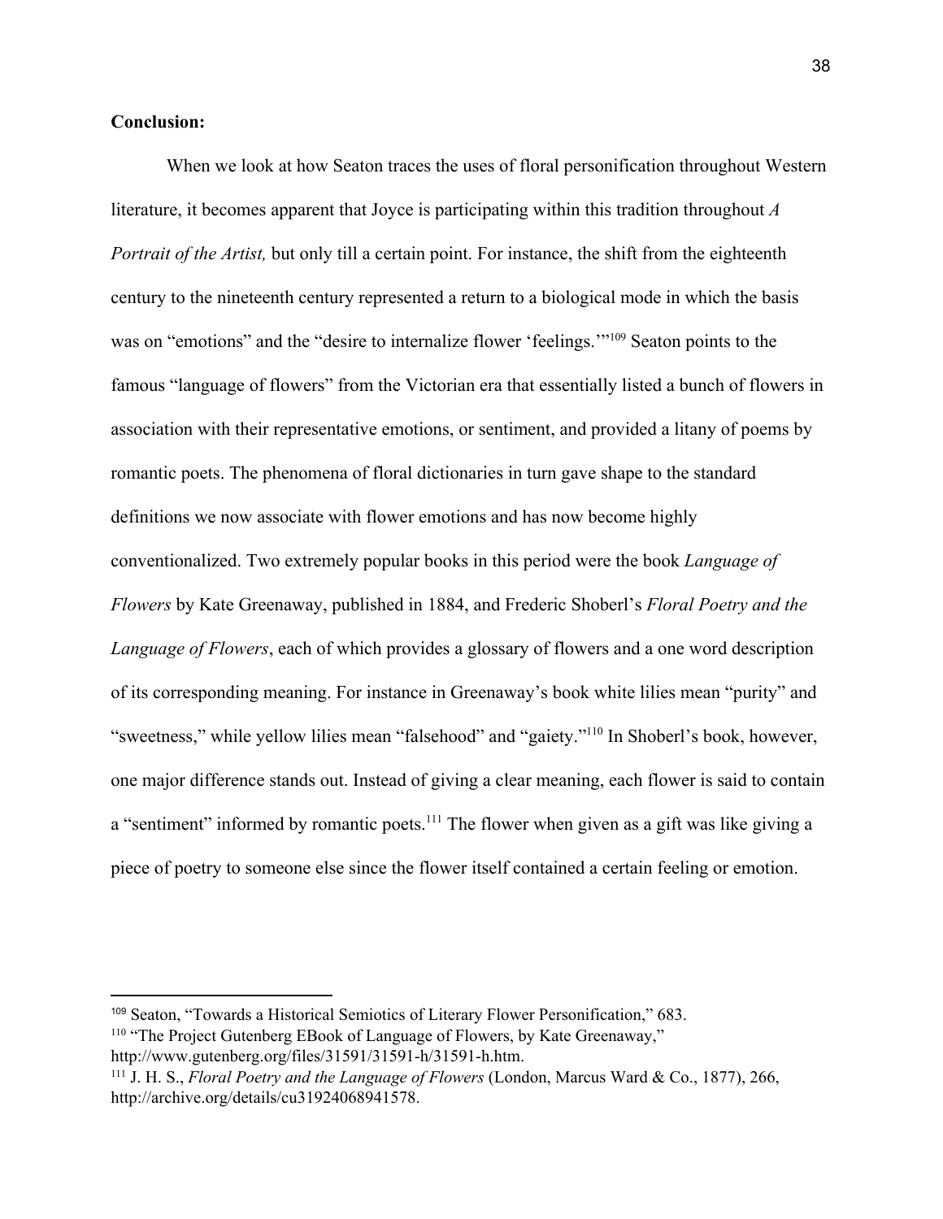**Conclusion:**

When we look at how Seaton traces the uses of floral personification throughout Western literature, it becomes apparent that Joyce is participating within this tradition throughout *A Portrait of the Artist,* but only till a certain point. For instance, the shift from the eighteenth century to the nineteenth century represented a return to a biological mode in which the basis was on "emotions" and the "desire to internalize flower 'feelings.'"[109] Seaton points to the famous "language of flowers" from the Victorian era that essentially listed a bunch of flowers in association with their representative emotions, or sentiment, and provided a litany of poems by romantic poets. The phenomena of floral dictionaries in turn gave shape to the standard definitions we now associate with flower emotions and has now become highly conventionalized. Two extremely popular books in this period were the book *Language of Flowers* by Kate Greenaway, published in 1884, and Frederic Shoberl's *Floral Poetry and the Language of Flowers*, each of which provides a glossary of flowers and a one word description of its corresponding meaning. For instance in Greenaway's book white lilies mean "purity" and "sweetness," while yellow lilies mean "falsehood" and "gaiety."[110] In Shoberl's book, however, one major difference stands out. Instead of giving a clear meaning, each flower is said to contain a "sentiment" informed by romantic poets.[111] The flower when given as a gift was like giving a piece of poetry to someone else since the flower itself contained a certain feeling or emotion.

---

[109] Seaton, "Towards a Historical Semiotics of Literary Flower Personification," 683.

[110] "The Project Gutenberg EBook of Language of Flowers, by Kate Greenaway," http://www.gutenberg.org/files/31591/31591-h/31591-h.htm.

[111] J. H. S., *Floral Poetry and the Language of Flowers* (London, Marcus Ward & Co., 1877), 266, http://archive.org/details/cu31924068941578.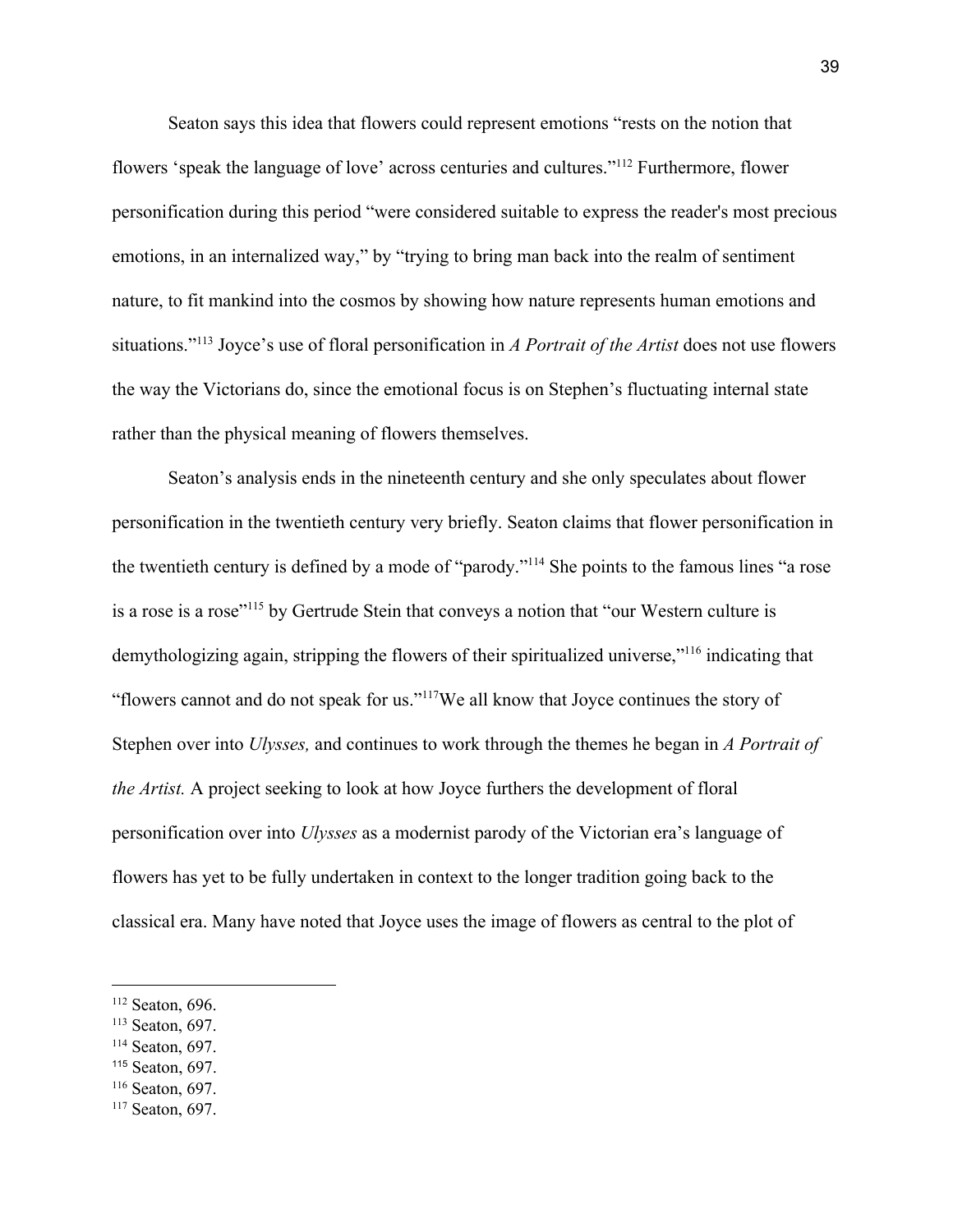Seaton says this idea that flowers could represent emotions "rests on the notion that flowers 'speak the language of love' across centuries and cultures."[112] Furthermore, flower personification during this period "were considered suitable to express the reader's most precious emotions, in an internalized way," by "trying to bring man back into the realm of sentiment nature, to fit mankind into the cosmos by showing how nature represents human emotions and situations."[113] Joyce's use of floral personification in *A Portrait of the Artist* does not use flowers the way the Victorians do, since the emotional focus is on Stephen's fluctuating internal state rather than the physical meaning of flowers themselves.

Seaton's analysis ends in the nineteenth century and she only speculates about flower personification in the twentieth century very briefly. Seaton claims that flower personification in the twentieth century is defined by a mode of "parody."[114] She points to the famous lines "a rose is a rose is a rose"[115] by Gertrude Stein that conveys a notion that "our Western culture is demythologizing again, stripping the flowers of their spiritualized universe,"[116] indicating that "flowers cannot and do not speak for us."[117]We all know that Joyce continues the story of Stephen over into *Ulysses,* and continues to work through the themes he began in *A Portrait of the Artist.* A project seeking to look at how Joyce furthers the development of floral personification over into *Ulysses* as a modernist parody of the Victorian era's language of flowers has yet to be fully undertaken in context to the longer tradition going back to the classical era. Many have noted that Joyce uses the image of flowers as central to the plot of

---

[112] Seaton, 696.
[113] Seaton, 697.
[114] Seaton, 697.
[115] Seaton, 697.
[116] Seaton, 697.
[117] Seaton, 697.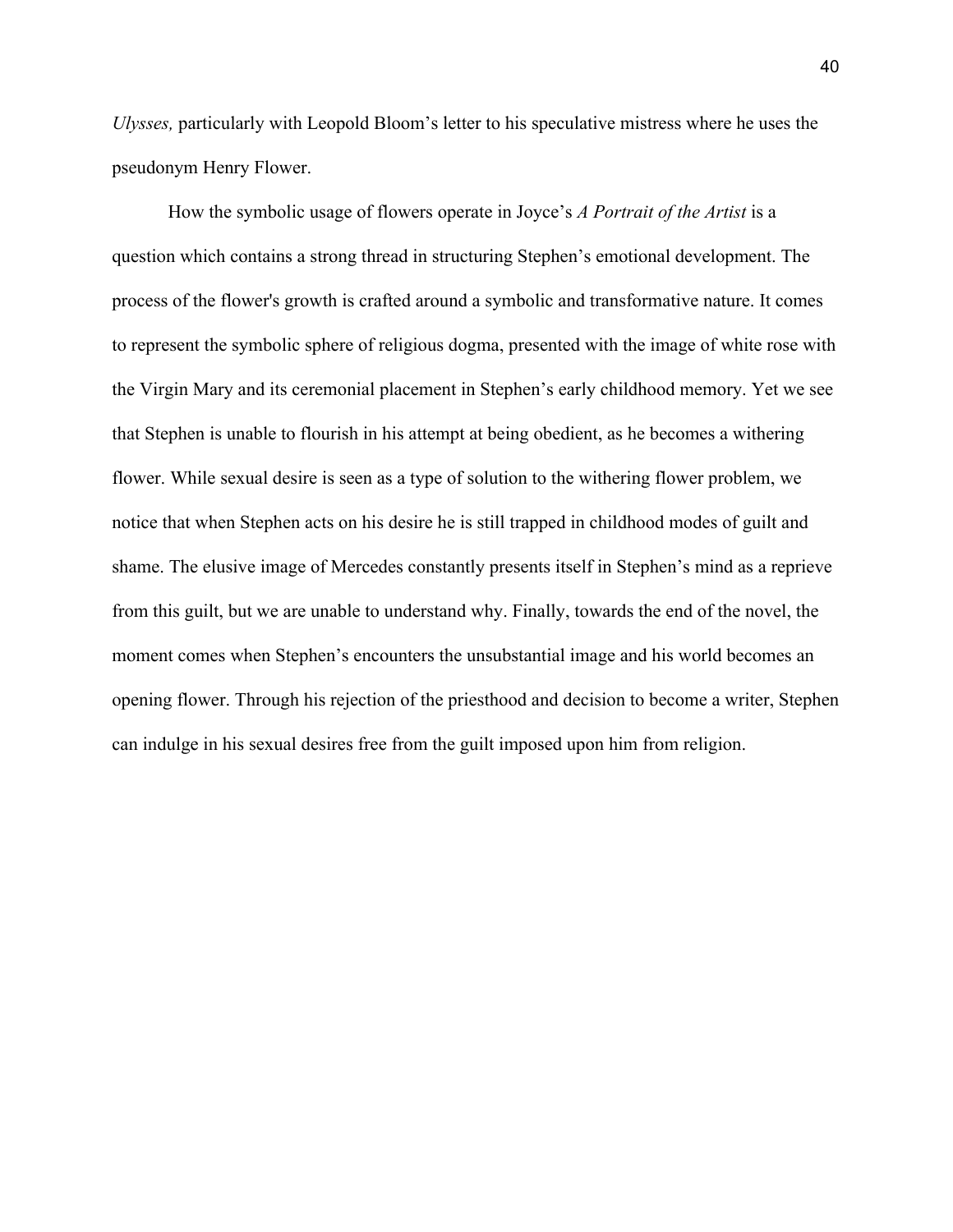*Ulysses,* particularly with Leopold Bloom's letter to his speculative mistress where he uses the pseudonym Henry Flower.

How the symbolic usage of flowers operate in Joyce's *A Portrait of the Artist* is a question which contains a strong thread in structuring Stephen's emotional development. The process of the flower's growth is crafted around a symbolic and transformative nature. It comes to represent the symbolic sphere of religious dogma, presented with the image of white rose with the Virgin Mary and its ceremonial placement in Stephen's early childhood memory. Yet we see that Stephen is unable to flourish in his attempt at being obedient, as he becomes a withering flower. While sexual desire is seen as a type of solution to the withering flower problem, we notice that when Stephen acts on his desire he is still trapped in childhood modes of guilt and shame. The elusive image of Mercedes constantly presents itself in Stephen's mind as a reprieve from this guilt, but we are unable to understand why. Finally, towards the end of the novel, the moment comes when Stephen's encounters the unsubstantial image and his world becomes an opening flower. Through his rejection of the priesthood and decision to become a writer, Stephen can indulge in his sexual desires free from the guilt imposed upon him from religion.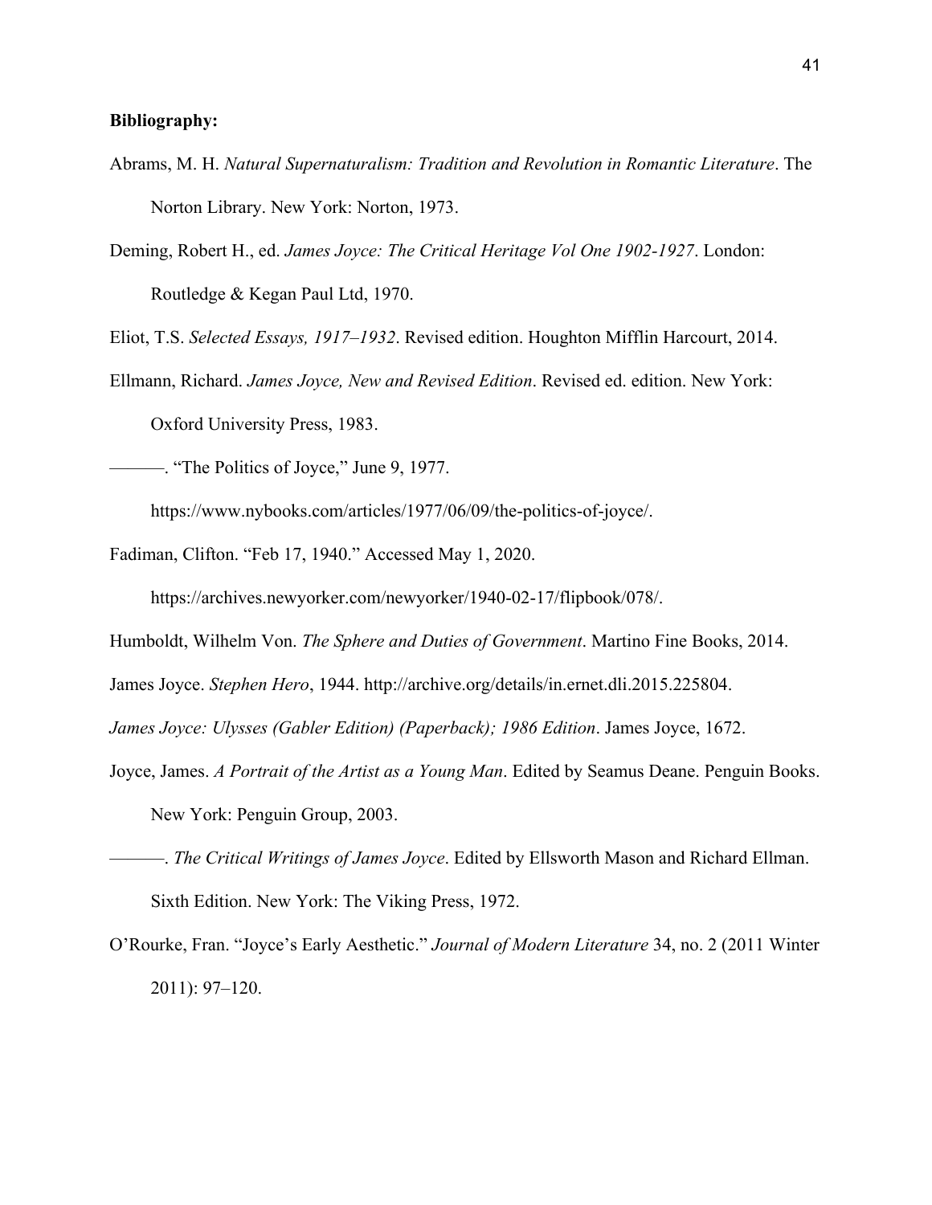**Bibliography:**

Abrams, M. H. *Natural Supernaturalism: Tradition and Revolution in Romantic Literature*. The Norton Library. New York: Norton, 1973.

Deming, Robert H., ed. *James Joyce: The Critical Heritage Vol One 1902-1927*. London: Routledge & Kegan Paul Ltd, 1970.

Eliot, T.S. *Selected Essays, 1917–1932*. Revised edition. Houghton Mifflin Harcourt, 2014.

Ellmann, Richard. *James Joyce, New and Revised Edition*. Revised ed. edition. New York: Oxford University Press, 1983.

———. "The Politics of Joyce," June 9, 1977. https://www.nybooks.com/articles/1977/06/09/the-politics-of-joyce/.

Fadiman, Clifton. "Feb 17, 1940." Accessed May 1, 2020. https://archives.newyorker.com/newyorker/1940-02-17/flipbook/078/.

Humboldt, Wilhelm Von. *The Sphere and Duties of Government*. Martino Fine Books, 2014.

James Joyce. *Stephen Hero*, 1944. http://archive.org/details/in.ernet.dli.2015.225804.

*James Joyce: Ulysses (Gabler Edition) (Paperback); 1986 Edition*. James Joyce, 1672.

Joyce, James. *A Portrait of the Artist as a Young Man*. Edited by Seamus Deane. Penguin Books. New York: Penguin Group, 2003.

———. *The Critical Writings of James Joyce*. Edited by Ellsworth Mason and Richard Ellman. Sixth Edition. New York: The Viking Press, 1972.

O'Rourke, Fran. "Joyce's Early Aesthetic." *Journal of Modern Literature* 34, no. 2 (2011 Winter 2011): 97–120.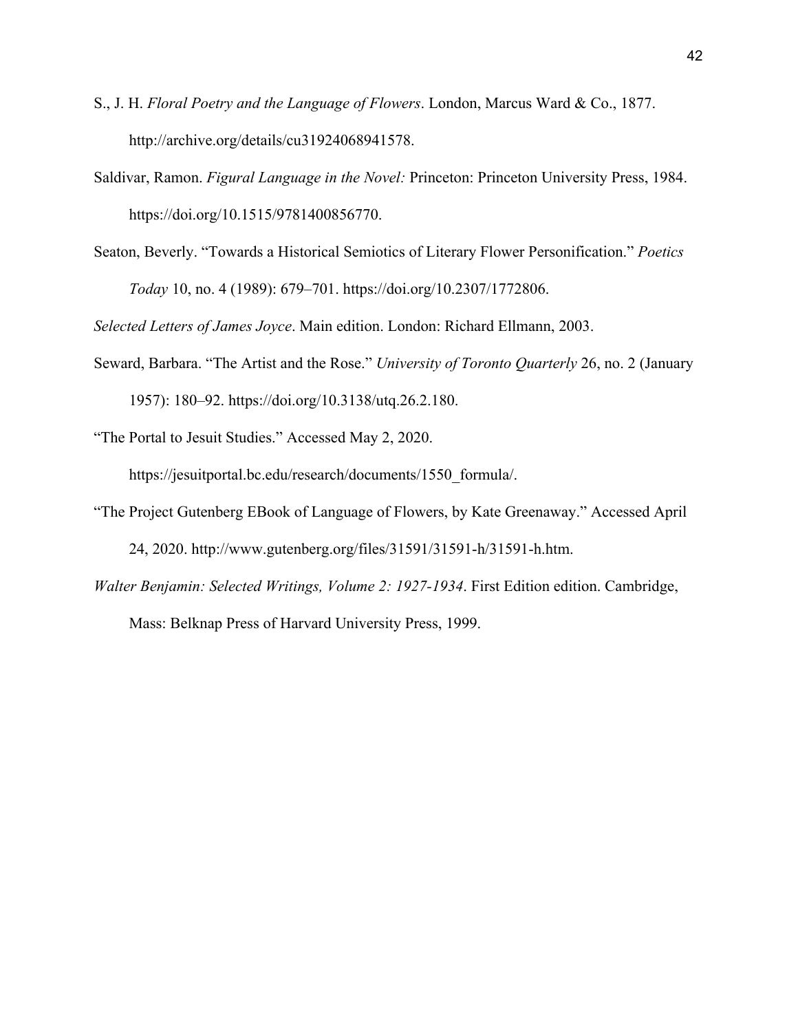S., J. H. *Floral Poetry and the Language of Flowers*. London, Marcus Ward & Co., 1877. http://archive.org/details/cu31924068941578.

Saldivar, Ramon. *Figural Language in the Novel:* Princeton: Princeton University Press, 1984. https://doi.org/10.1515/9781400856770.

Seaton, Beverly. "Towards a Historical Semiotics of Literary Flower Personification." *Poetics Today* 10, no. 4 (1989): 679–701. https://doi.org/10.2307/1772806.

*Selected Letters of James Joyce*. Main edition. London: Richard Ellmann, 2003.

Seward, Barbara. "The Artist and the Rose." *University of Toronto Quarterly* 26, no. 2 (January 1957): 180–92. https://doi.org/10.3138/utq.26.2.180.

"The Portal to Jesuit Studies." Accessed May 2, 2020. https://jesuitportal.bc.edu/research/documents/1550_formula/.

"The Project Gutenberg EBook of Language of Flowers, by Kate Greenaway." Accessed April 24, 2020. http://www.gutenberg.org/files/31591/31591-h/31591-h.htm.

*Walter Benjamin: Selected Writings, Volume 2: 1927-1934*. First Edition edition. Cambridge, Mass: Belknap Press of Harvard University Press, 1999.